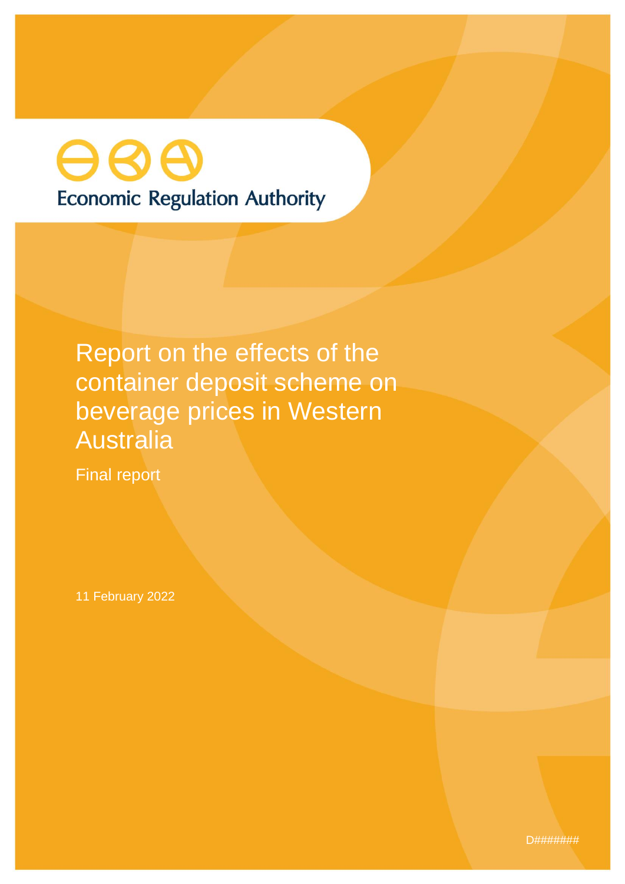Economic Regulation Authority

# Report on the effects of the container deposit scheme on beverage prices in Western Australia

Final report

11 February 2022

D#######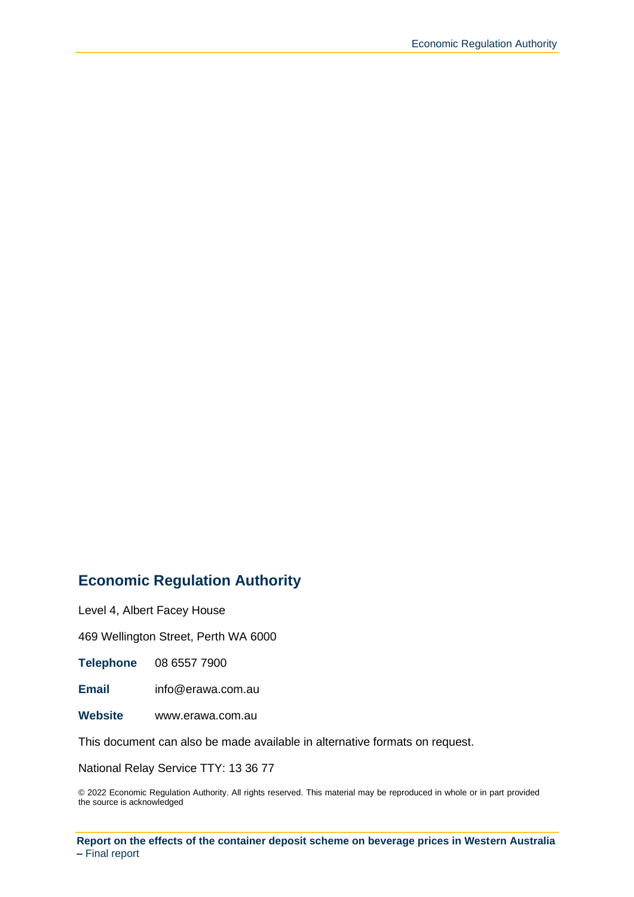## Economic Regulation Authority

Level 4, Albert Facey House

469 Wellington Street, Perth WA 6000

**Telephone** 08 6557 7900

**Email** info@erawa.com.au

**Website** www.erawa.com.au

This document can also be made available in alternative formats on request.

National Relay Service TTY: 13 36 77

© 2022 Economic Regulation Authority. All rights reserved. This material may be reproduced in whole or in part provided the source is acknowledged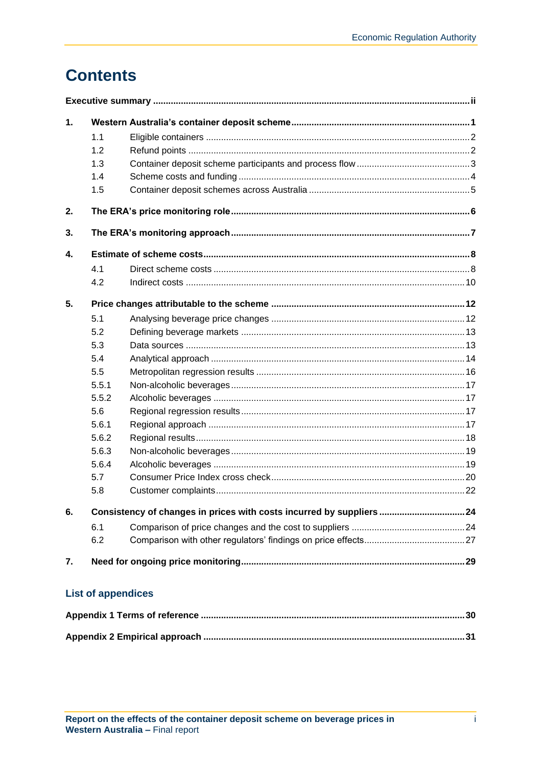# Contents

**Executive summary** ii

**1. Western Australia's container deposit scheme** 1

- 1.1 Eligible containers 2
- 1.2 Refund points 2
- 1.3 Container deposit scheme participants and process flow 3
- 1.4 Scheme costs and funding 4
- 1.5 Container deposit schemes across Australia 5

**2. The ERA's price monitoring role** 6

**3. The ERA's monitoring approach** 7

**4. Estimate of scheme costs** 8

- 4.1 Direct scheme costs 8
- 4.2 Indirect costs 10

**5. Price changes attributable to the scheme** 12

- 5.1 Analysing beverage price changes 12
- 5.2 Defining beverage markets 13
- 5.3 Data sources 13
- 5.4 Analytical approach 14
- 5.5 Metropolitan regression results 16
- 5.5.1 Non-alcoholic beverages 17
- 5.5.2 Alcoholic beverages 17
- 5.6 Regional regression results 17
- 5.6.1 Regional approach 17
- 5.6.2 Regional results 18
- 5.6.3 Non-alcoholic beverages 19
- 5.6.4 Alcoholic beverages 19
- 5.7 Consumer Price Index cross check 20
- 5.8 Customer complaints 22

**6. Consistency of changes in prices with costs incurred by suppliers** 24

- 6.1 Comparison of price changes and the cost to suppliers 24
- 6.2 Comparison with other regulators' findings on price effects 27

**7. Need for ongoing price monitoring** 29

## List of appendices

**Appendix 1 Terms of reference** 30

**Appendix 2 Empirical approach** 31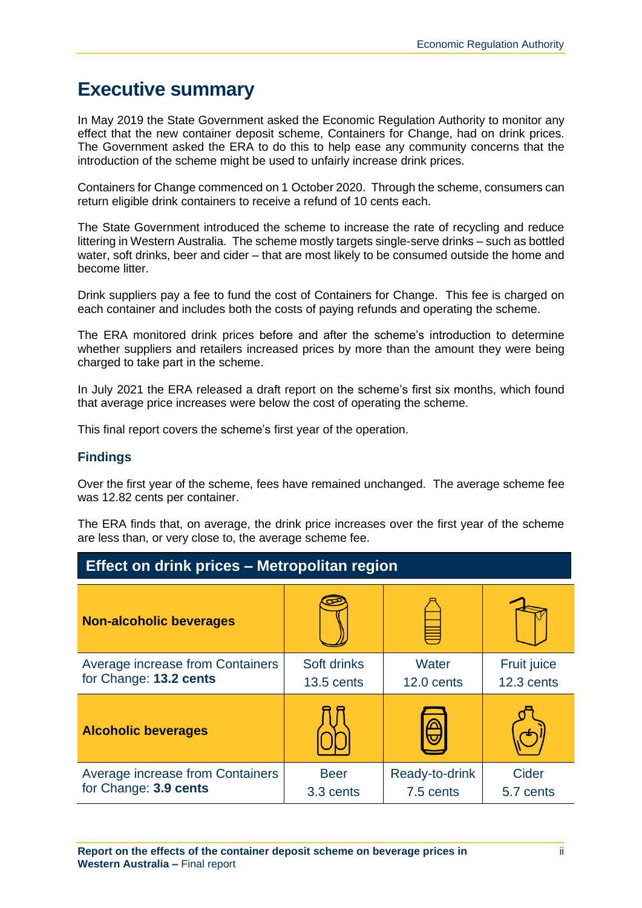# Executive summary

In May 2019 the State Government asked the Economic Regulation Authority to monitor any effect that the new container deposit scheme, Containers for Change, had on drink prices. The Government asked the ERA to do this to help ease any community concerns that the introduction of the scheme might be used to unfairly increase drink prices.

Containers for Change commenced on 1 October 2020. Through the scheme, consumers can return eligible drink containers to receive a refund of 10 cents each.

The State Government introduced the scheme to increase the rate of recycling and reduce littering in Western Australia. The scheme mostly targets single-serve drinks – such as bottled water, soft drinks, beer and cider – that are most likely to be consumed outside the home and become litter.

Drink suppliers pay a fee to fund the cost of Containers for Change. This fee is charged on each container and includes both the costs of paying refunds and operating the scheme.

The ERA monitored drink prices before and after the scheme's introduction to determine whether suppliers and retailers increased prices by more than the amount they were being charged to take part in the scheme.

In July 2021 the ERA released a draft report on the scheme's first six months, which found that average price increases were below the cost of operating the scheme.

This final report covers the scheme's first year of the operation.

## Findings

Over the first year of the scheme, fees have remained unchanged. The average scheme fee was 12.82 cents per container.

The ERA finds that, on average, the drink price increases over the first year of the scheme are less than, or very close to, the average scheme fee.

**Effect on drink prices – Metropolitan region**

| **Non-alcoholic beverages** | | | |
|---|---|---|---|
| Average increase from Containers for Change: **13.2 cents** | Soft drinks<br>13.5 cents | Water<br>12.0 cents | Fruit juice<br>12.3 cents |
| **Alcoholic beverages** | | | |
| Average increase from Containers for Change: **3.9 cents** | Beer<br>3.3 cents | Ready-to-drink<br>7.5 cents | Cider<br>5.7 cents |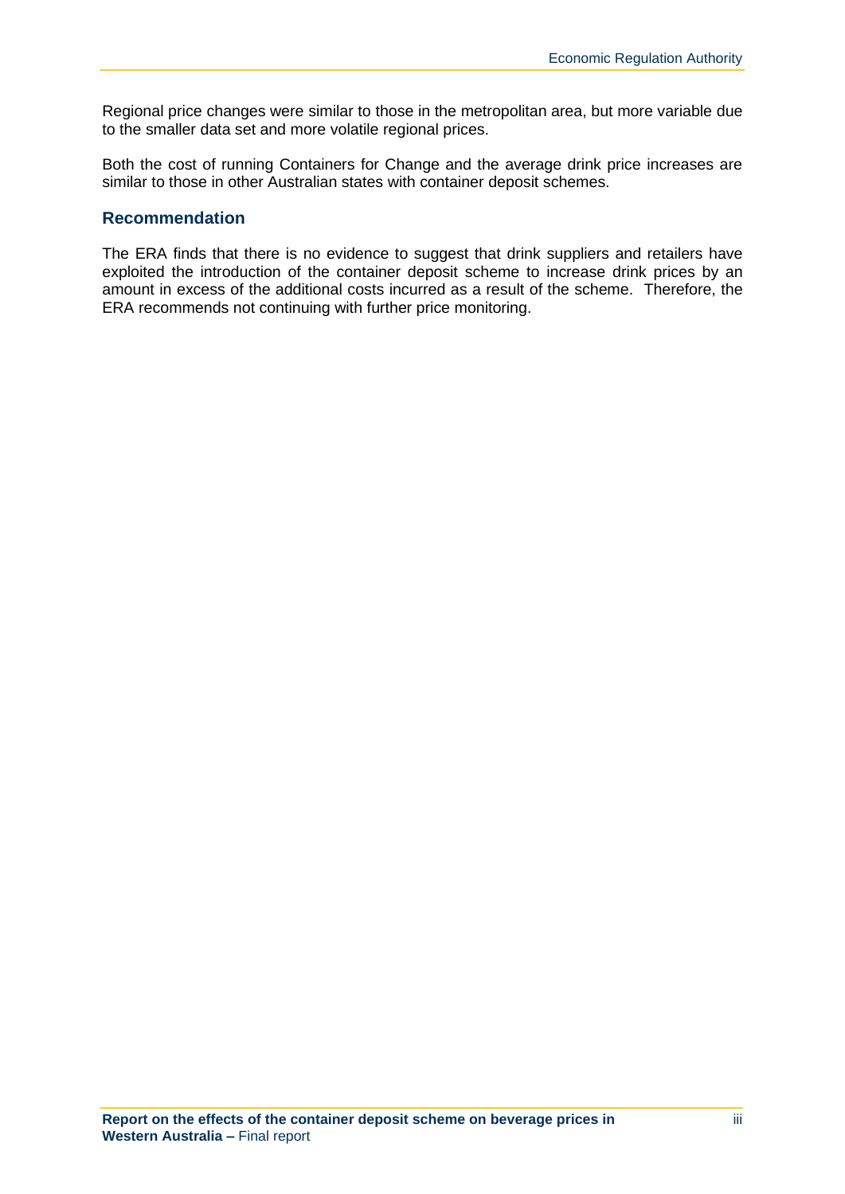Regional price changes were similar to those in the metropolitan area, but more variable due to the smaller data set and more volatile regional prices.

Both the cost of running Containers for Change and the average drink price increases are similar to those in other Australian states with container deposit schemes.

### Recommendation

The ERA finds that there is no evidence to suggest that drink suppliers and retailers have exploited the introduction of the container deposit scheme to increase drink prices by an amount in excess of the additional costs incurred as a result of the scheme. Therefore, the ERA recommends not continuing with further price monitoring.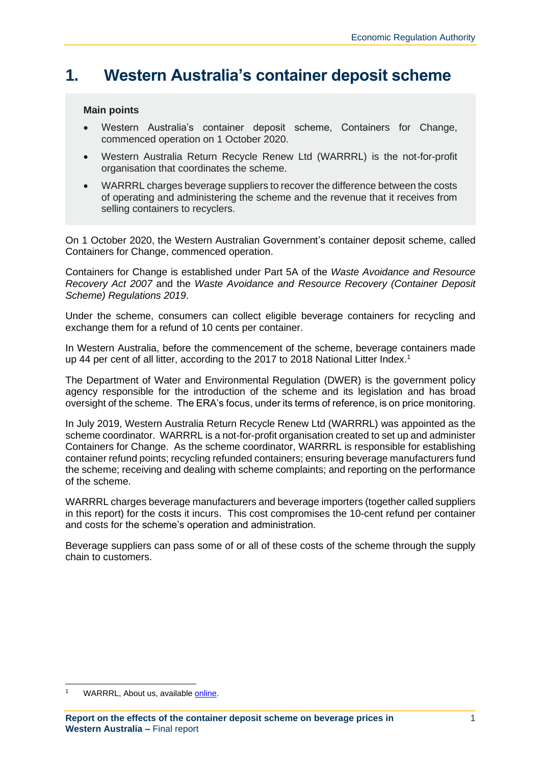# 1. Western Australia's container deposit scheme

**Main points**

- Western Australia's container deposit scheme, Containers for Change, commenced operation on 1 October 2020.
- Western Australia Return Recycle Renew Ltd (WARRRL) is the not-for-profit organisation that coordinates the scheme.
- WARRRL charges beverage suppliers to recover the difference between the costs of operating and administering the scheme and the revenue that it receives from selling containers to recyclers.

On 1 October 2020, the Western Australian Government's container deposit scheme, called Containers for Change, commenced operation.

Containers for Change is established under Part 5A of the *Waste Avoidance and Resource Recovery Act 2007* and the *Waste Avoidance and Resource Recovery (Container Deposit Scheme) Regulations 2019*.

Under the scheme, consumers can collect eligible beverage containers for recycling and exchange them for a refund of 10 cents per container.

In Western Australia, before the commencement of the scheme, beverage containers made up 44 per cent of all litter, according to the 2017 to 2018 National Litter Index.[1]

The Department of Water and Environmental Regulation (DWER) is the government policy agency responsible for the introduction of the scheme and its legislation and has broad oversight of the scheme. The ERA's focus, under its terms of reference, is on price monitoring.

In July 2019, Western Australia Return Recycle Renew Ltd (WARRRL) was appointed as the scheme coordinator. WARRRL is a not-for-profit organisation created to set up and administer Containers for Change. As the scheme coordinator, WARRRL is responsible for establishing container refund points; recycling refunded containers; ensuring beverage manufacturers fund the scheme; receiving and dealing with scheme complaints; and reporting on the performance of the scheme.

WARRRL charges beverage manufacturers and beverage importers (together called suppliers in this report) for the costs it incurs. This cost compromises the 10-cent refund per container and costs for the scheme's operation and administration.

Beverage suppliers can pass some of or all of these costs of the scheme through the supply chain to customers.

---

[1] WARRRL, About us, available online.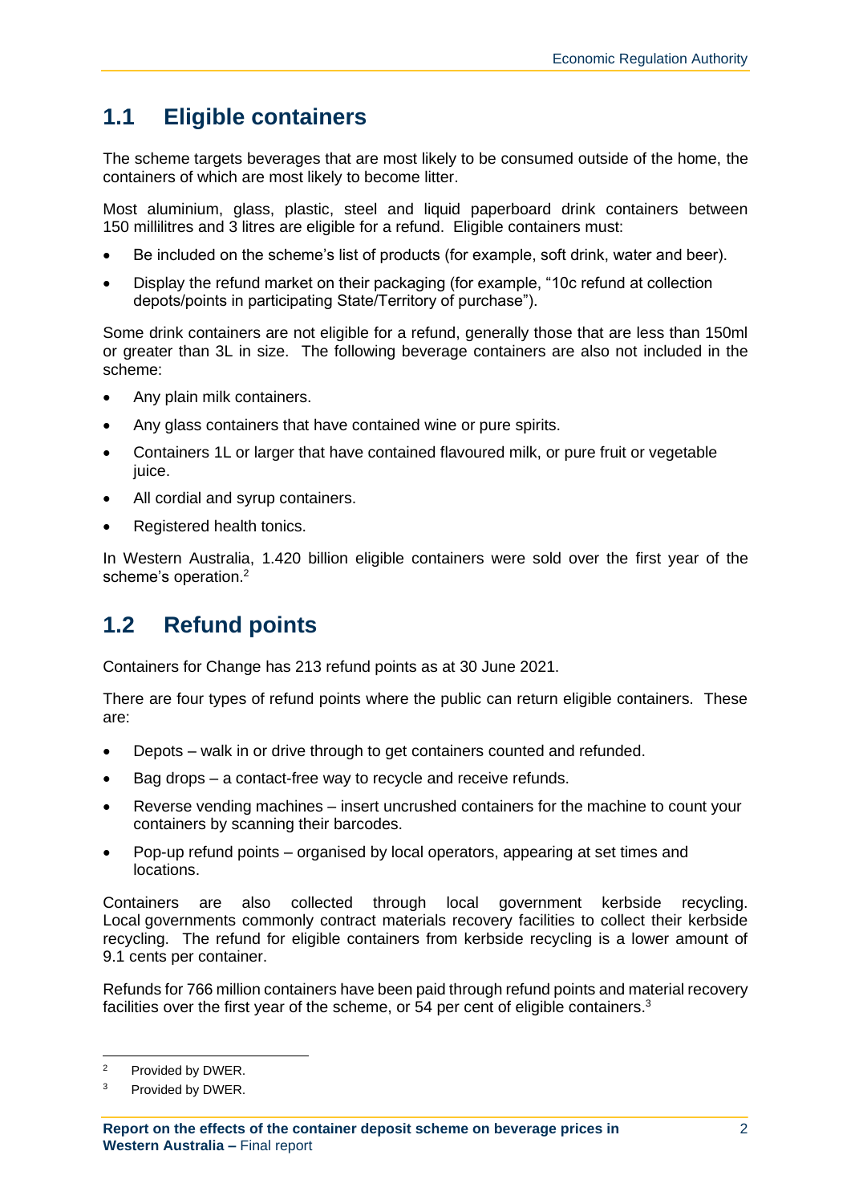## 1.1 Eligible containers

The scheme targets beverages that are most likely to be consumed outside of the home, the containers of which are most likely to become litter.

Most aluminium, glass, plastic, steel and liquid paperboard drink containers between 150 millilitres and 3 litres are eligible for a refund. Eligible containers must:

- Be included on the scheme's list of products (for example, soft drink, water and beer).
- Display the refund market on their packaging (for example, "10c refund at collection depots/points in participating State/Territory of purchase").

Some drink containers are not eligible for a refund, generally those that are less than 150ml or greater than 3L in size. The following beverage containers are also not included in the scheme:

- Any plain milk containers.
- Any glass containers that have contained wine or pure spirits.
- Containers 1L or larger that have contained flavoured milk, or pure fruit or vegetable juice.
- All cordial and syrup containers.
- Registered health tonics.

In Western Australia, 1.420 billion eligible containers were sold over the first year of the scheme's operation.[2]

## 1.2 Refund points

Containers for Change has 213 refund points as at 30 June 2021.

There are four types of refund points where the public can return eligible containers. These are:

- Depots – walk in or drive through to get containers counted and refunded.
- Bag drops – a contact-free way to recycle and receive refunds.
- Reverse vending machines – insert uncrushed containers for the machine to count your containers by scanning their barcodes.
- Pop-up refund points – organised by local operators, appearing at set times and locations.

Containers are also collected through local government kerbside recycling. Local governments commonly contract materials recovery facilities to collect their kerbside recycling. The refund for eligible containers from kerbside recycling is a lower amount of 9.1 cents per container.

Refunds for 766 million containers have been paid through refund points and material recovery facilities over the first year of the scheme, or 54 per cent of eligible containers.[3]

[2] Provided by DWER.

[3] Provided by DWER.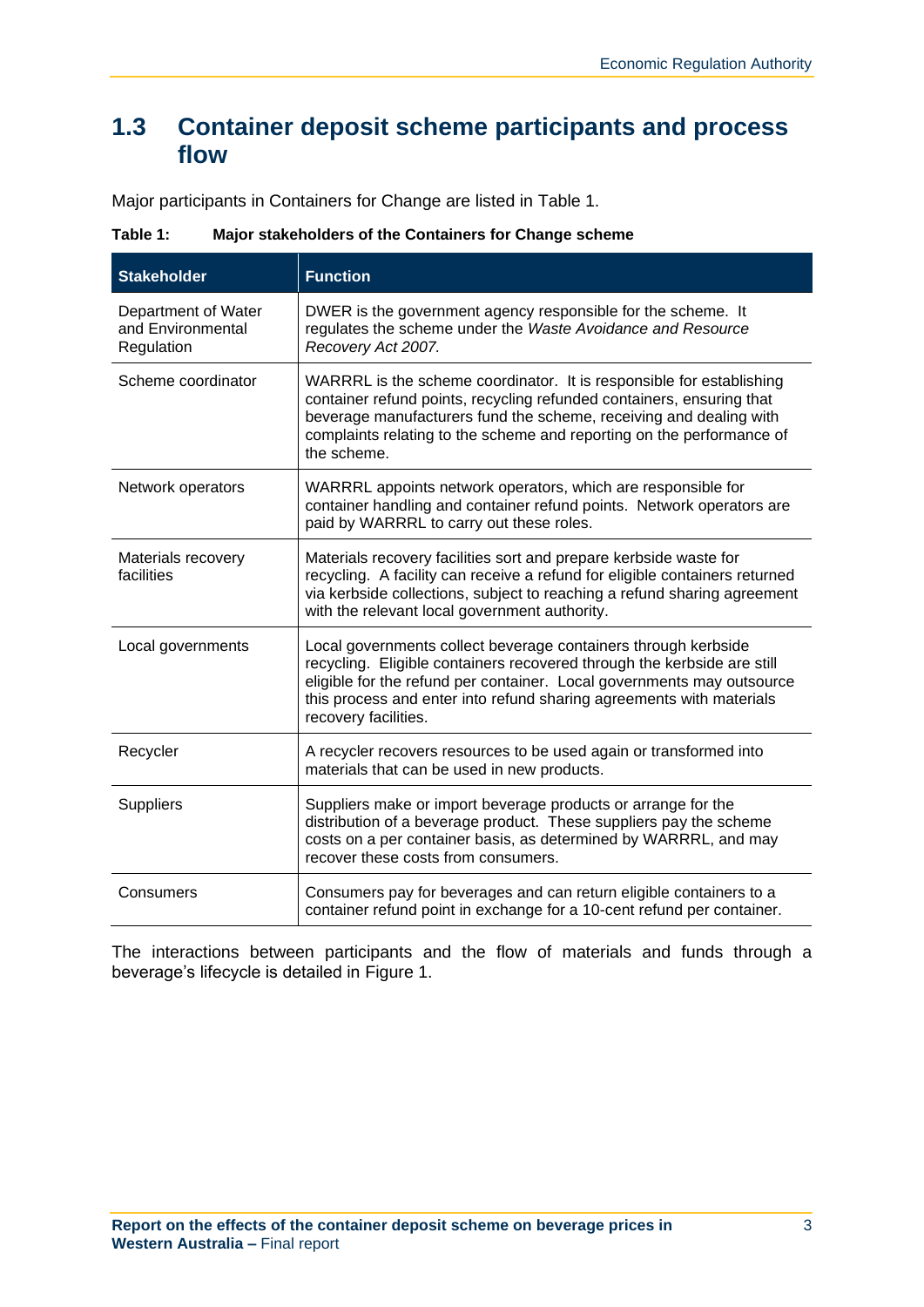## 1.3 Container deposit scheme participants and process flow

Major participants in Containers for Change are listed in Table 1.

**Table 1: Major stakeholders of the Containers for Change scheme**

| Stakeholder | Function |
|---|---|
| Department of Water and Environmental Regulation | DWER is the government agency responsible for the scheme. It regulates the scheme under the *Waste Avoidance and Resource Recovery Act 2007.* |
| Scheme coordinator | WARRRL is the scheme coordinator. It is responsible for establishing container refund points, recycling refunded containers, ensuring that beverage manufacturers fund the scheme, receiving and dealing with complaints relating to the scheme and reporting on the performance of the scheme. |
| Network operators | WARRRL appoints network operators, which are responsible for container handling and container refund points. Network operators are paid by WARRRL to carry out these roles. |
| Materials recovery facilities | Materials recovery facilities sort and prepare kerbside waste for recycling. A facility can receive a refund for eligible containers returned via kerbside collections, subject to reaching a refund sharing agreement with the relevant local government authority. |
| Local governments | Local governments collect beverage containers through kerbside recycling. Eligible containers recovered through the kerbside are still eligible for the refund per container. Local governments may outsource this process and enter into refund sharing agreements with materials recovery facilities. |
| Recycler | A recycler recovers resources to be used again or transformed into materials that can be used in new products. |
| Suppliers | Suppliers make or import beverage products or arrange for the distribution of a beverage product. These suppliers pay the scheme costs on a per container basis, as determined by WARRRL, and may recover these costs from consumers. |
| Consumers | Consumers pay for beverages and can return eligible containers to a container refund point in exchange for a 10-cent refund per container. |

The interactions between participants and the flow of materials and funds through a beverage's lifecycle is detailed in Figure 1.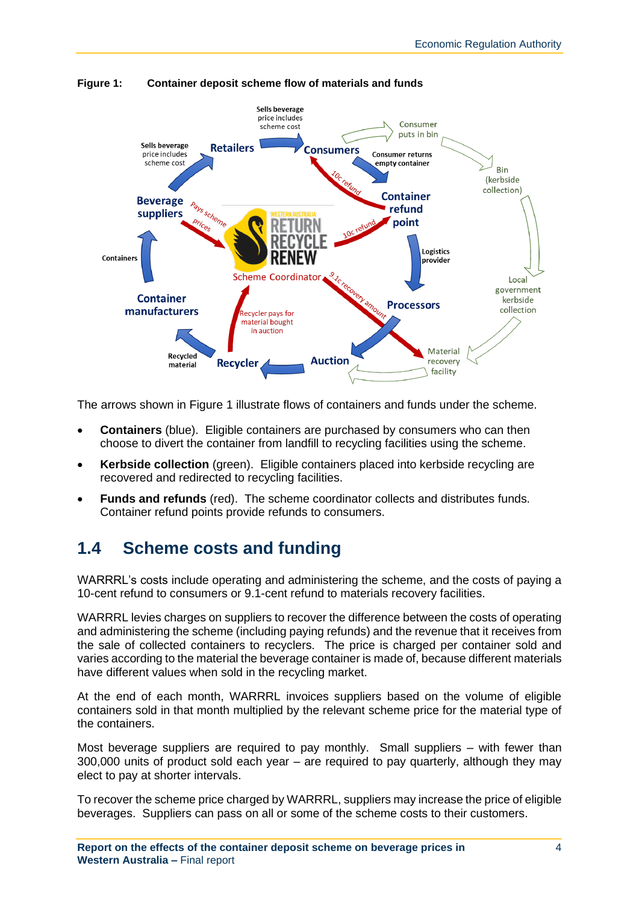**Figure 1: Container deposit scheme flow of materials and funds**

The arrows shown in Figure 1 illustrate flows of containers and funds under the scheme.

- **Containers** (blue). Eligible containers are purchased by consumers who can then choose to divert the container from landfill to recycling facilities using the scheme.
- **Kerbside collection** (green). Eligible containers placed into kerbside recycling are recovered and redirected to recycling facilities.
- **Funds and refunds** (red). The scheme coordinator collects and distributes funds. Container refund points provide refunds to consumers.

## 1.4 Scheme costs and funding

WARRRL's costs include operating and administering the scheme, and the costs of paying a 10-cent refund to consumers or 9.1-cent refund to materials recovery facilities.

WARRRL levies charges on suppliers to recover the difference between the costs of operating and administering the scheme (including paying refunds) and the revenue that it receives from the sale of collected containers to recyclers. The price is charged per container sold and varies according to the material the beverage container is made of, because different materials have different values when sold in the recycling market.

At the end of each month, WARRRL invoices suppliers based on the volume of eligible containers sold in that month multiplied by the relevant scheme price for the material type of the containers.

Most beverage suppliers are required to pay monthly. Small suppliers – with fewer than 300,000 units of product sold each year – are required to pay quarterly, although they may elect to pay at shorter intervals.

To recover the scheme price charged by WARRRL, suppliers may increase the price of eligible beverages. Suppliers can pass on all or some of the scheme costs to their customers.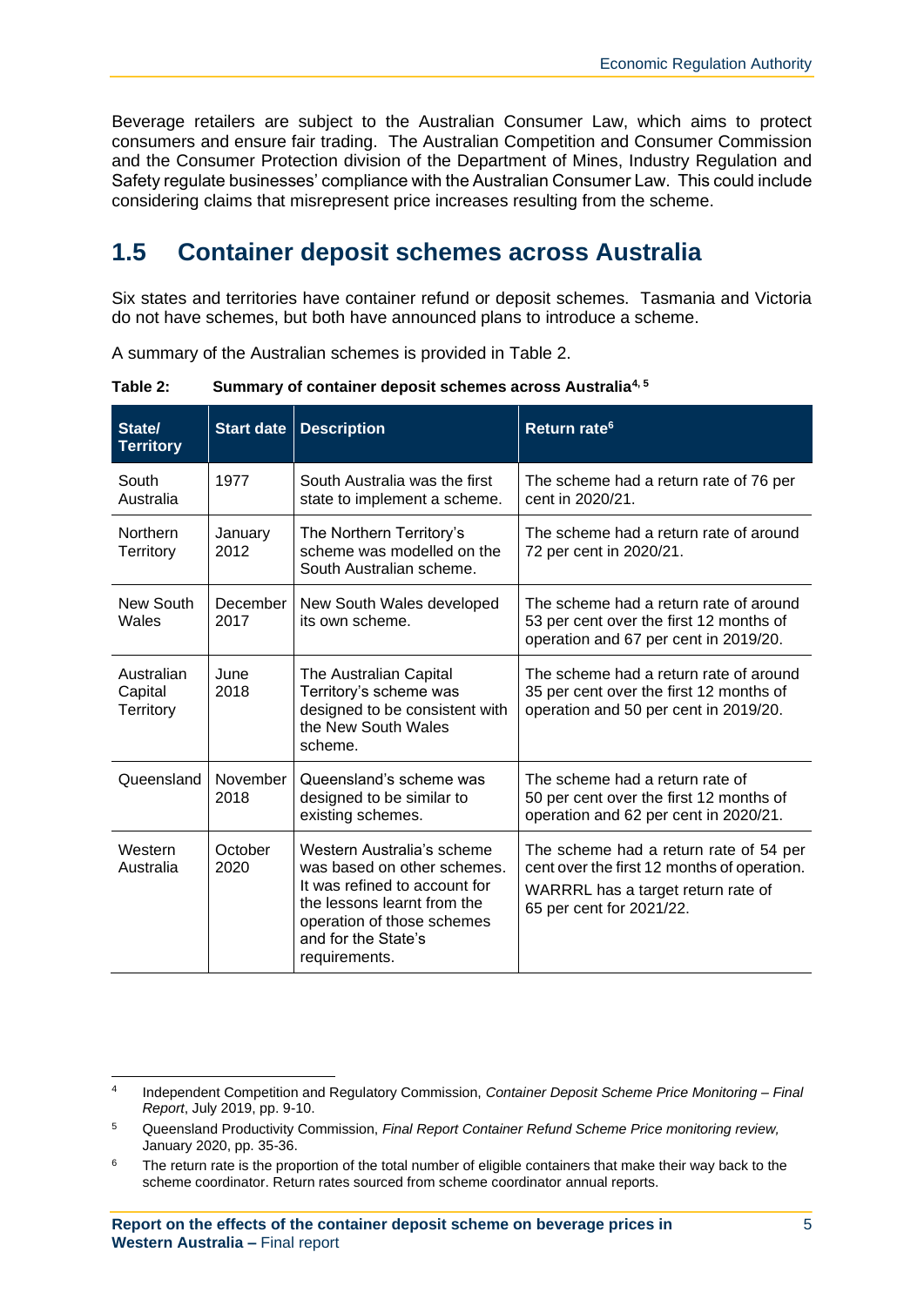Beverage retailers are subject to the Australian Consumer Law, which aims to protect consumers and ensure fair trading. The Australian Competition and Consumer Commission and the Consumer Protection division of the Department of Mines, Industry Regulation and Safety regulate businesses' compliance with the Australian Consumer Law. This could include considering claims that misrepresent price increases resulting from the scheme.

## 1.5 Container deposit schemes across Australia

Six states and territories have container refund or deposit schemes. Tasmania and Victoria do not have schemes, but both have announced plans to introduce a scheme.

A summary of the Australian schemes is provided in Table 2.

**Table 2: Summary of container deposit schemes across Australia[4, 5]**

| State/ Territory | Start date | Description | Return rate[6] |
|---|---|---|---|
| South Australia | 1977 | South Australia was the first state to implement a scheme. | The scheme had a return rate of 76 per cent in 2020/21. |
| Northern Territory | January 2012 | The Northern Territory's scheme was modelled on the South Australian scheme. | The scheme had a return rate of around 72 per cent in 2020/21. |
| New South Wales | December 2017 | New South Wales developed its own scheme. | The scheme had a return rate of around 53 per cent over the first 12 months of operation and 67 per cent in 2019/20. |
| Australian Capital Territory | June 2018 | The Australian Capital Territory's scheme was designed to be consistent with the New South Wales scheme. | The scheme had a return rate of around 35 per cent over the first 12 months of operation and 50 per cent in 2019/20. |
| Queensland | November 2018 | Queensland's scheme was designed to be similar to existing schemes. | The scheme had a return rate of 50 per cent over the first 12 months of operation and 62 per cent in 2020/21. |
| Western Australia | October 2020 | Western Australia's scheme was based on other schemes. It was refined to account for the lessons learnt from the operation of those schemes and for the State's requirements. | The scheme had a return rate of 54 per cent over the first 12 months of operation. WARRRL has a target return rate of 65 per cent for 2021/22. |

[4] Independent Competition and Regulatory Commission, *Container Deposit Scheme Price Monitoring – Final Report*, July 2019, pp. 9-10.

[5] Queensland Productivity Commission, *Final Report Container Refund Scheme Price monitoring review,* January 2020, pp. 35-36.

[6] The return rate is the proportion of the total number of eligible containers that make their way back to the scheme coordinator. Return rates sourced from scheme coordinator annual reports.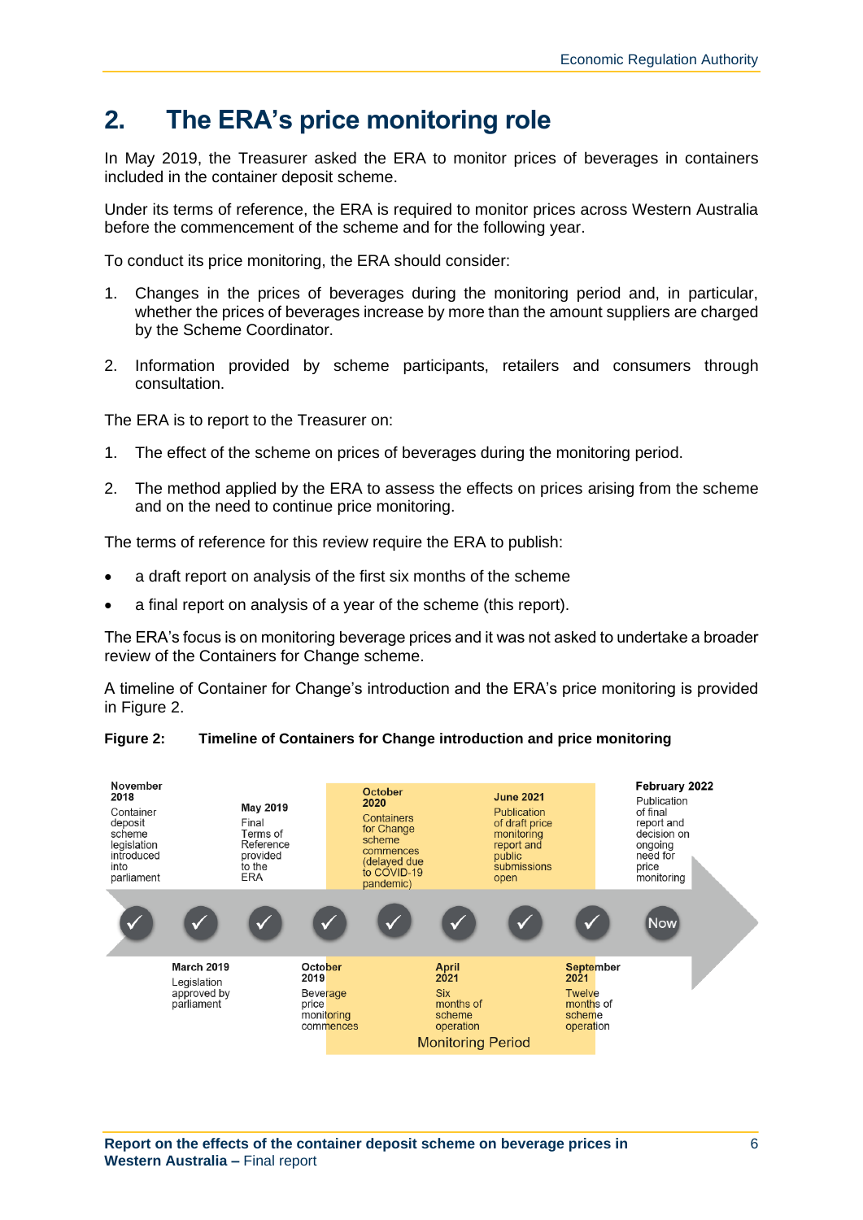# 2. The ERA's price monitoring role

In May 2019, the Treasurer asked the ERA to monitor prices of beverages in containers included in the container deposit scheme.

Under its terms of reference, the ERA is required to monitor prices across Western Australia before the commencement of the scheme and for the following year.

To conduct its price monitoring, the ERA should consider:

1. Changes in the prices of beverages during the monitoring period and, in particular, whether the prices of beverages increase by more than the amount suppliers are charged by the Scheme Coordinator.
2. Information provided by scheme participants, retailers and consumers through consultation.

The ERA is to report to the Treasurer on:

1. The effect of the scheme on prices of beverages during the monitoring period.
2. The method applied by the ERA to assess the effects on prices arising from the scheme and on the need to continue price monitoring.

The terms of reference for this review require the ERA to publish:

- a draft report on analysis of the first six months of the scheme
- a final report on analysis of a year of the scheme (this report).

The ERA's focus is on monitoring beverage prices and it was not asked to undertake a broader review of the Containers for Change scheme.

A timeline of Container for Change's introduction and the ERA's price monitoring is provided in Figure 2.

**Figure 2: Timeline of Containers for Change introduction and price monitoring**

- **November 2018** – Container deposit scheme legislation introduced into parliament
- **March 2019** – Legislation approved by parliament
- **May 2019** – Final Terms of Reference provided to the ERA
- **October 2019** – Beverage price monitoring commences
- **October 2020** – Containers for Change scheme commences (delayed due to COVID-19 pandemic)
- **April 2021** – Six months of scheme operation
- **June 2021** – Publication of draft price monitoring report and public submissions open
- **September 2021** – Twelve months of scheme operation
- **February 2022** (Now) – Publication of final report and decision on ongoing need for price monitoring

Monitoring Period: October 2019 – September 2021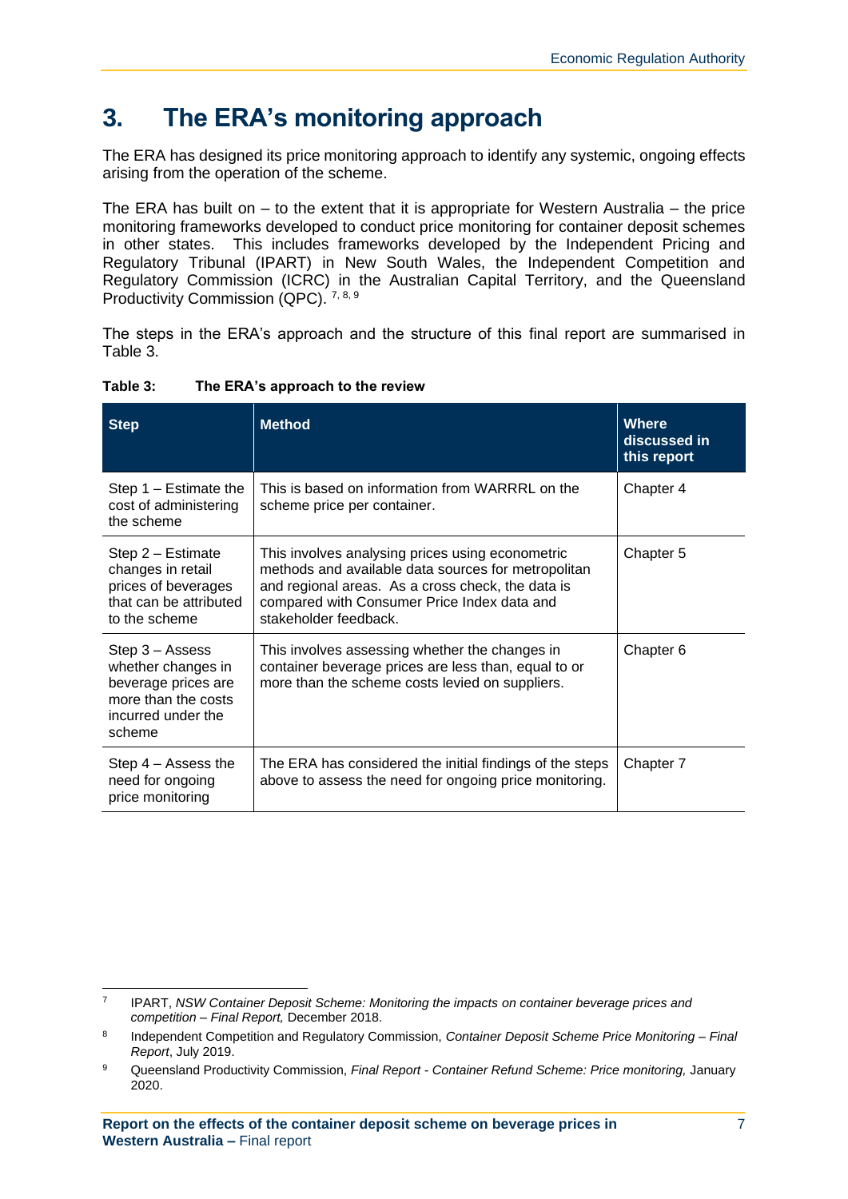# 3. The ERA's monitoring approach

The ERA has designed its price monitoring approach to identify any systemic, ongoing effects arising from the operation of the scheme.

The ERA has built on – to the extent that it is appropriate for Western Australia – the price monitoring frameworks developed to conduct price monitoring for container deposit schemes in other states. This includes frameworks developed by the Independent Pricing and Regulatory Tribunal (IPART) in New South Wales, the Independent Competition and Regulatory Commission (ICRC) in the Australian Capital Territory, and the Queensland Productivity Commission (QPC). [7, 8, 9]

The steps in the ERA's approach and the structure of this final report are summarised in Table 3.

**Table 3: The ERA's approach to the review**

| Step | Method | Where discussed in this report |
|---|---|---|
| Step 1 – Estimate the cost of administering the scheme | This is based on information from WARRRL on the scheme price per container. | Chapter 4 |
| Step 2 – Estimate changes in retail prices of beverages that can be attributed to the scheme | This involves analysing prices using econometric methods and available data sources for metropolitan and regional areas. As a cross check, the data is compared with Consumer Price Index data and stakeholder feedback. | Chapter 5 |
| Step 3 – Assess whether changes in beverage prices are more than the costs incurred under the scheme | This involves assessing whether the changes in container beverage prices are less than, equal to or more than the scheme costs levied on suppliers. | Chapter 6 |
| Step 4 – Assess the need for ongoing price monitoring | The ERA has considered the initial findings of the steps above to assess the need for ongoing price monitoring. | Chapter 7 |

---

[7] IPART, *NSW Container Deposit Scheme: Monitoring the impacts on container beverage prices and competition – Final Report,* December 2018.

[8] Independent Competition and Regulatory Commission, *Container Deposit Scheme Price Monitoring – Final Report*, July 2019.

[9] Queensland Productivity Commission, *Final Report - Container Refund Scheme: Price monitoring,* January 2020.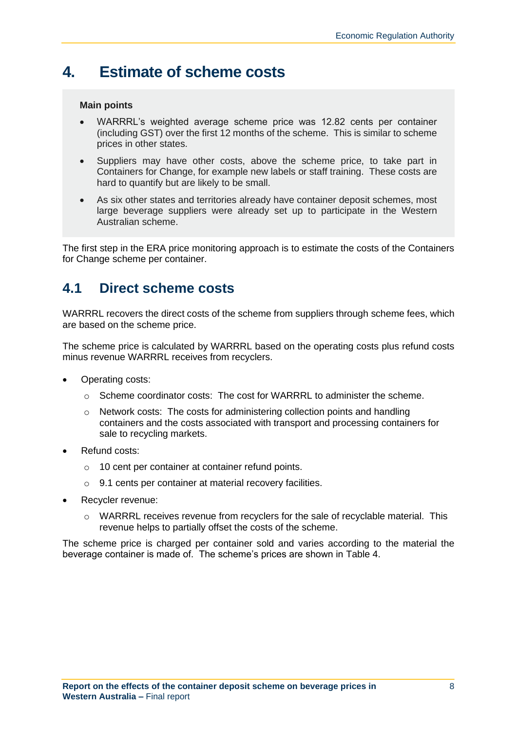# 4. Estimate of scheme costs

**Main points**

- WARRRL's weighted average scheme price was 12.82 cents per container (including GST) over the first 12 months of the scheme. This is similar to scheme prices in other states.
- Suppliers may have other costs, above the scheme price, to take part in Containers for Change, for example new labels or staff training. These costs are hard to quantify but are likely to be small.
- As six other states and territories already have container deposit schemes, most large beverage suppliers were already set up to participate in the Western Australian scheme.

The first step in the ERA price monitoring approach is to estimate the costs of the Containers for Change scheme per container.

## 4.1 Direct scheme costs

WARRRL recovers the direct costs of the scheme from suppliers through scheme fees, which are based on the scheme price.

The scheme price is calculated by WARRRL based on the operating costs plus refund costs minus revenue WARRRL receives from recyclers.

- Operating costs:
  - Scheme coordinator costs: The cost for WARRRL to administer the scheme.
  - Network costs: The costs for administering collection points and handling containers and the costs associated with transport and processing containers for sale to recycling markets.
- Refund costs:
  - 10 cent per container at container refund points.
  - 9.1 cents per container at material recovery facilities.
- Recycler revenue:
  - WARRRL receives revenue from recyclers for the sale of recyclable material. This revenue helps to partially offset the costs of the scheme.

The scheme price is charged per container sold and varies according to the material the beverage container is made of. The scheme's prices are shown in Table 4.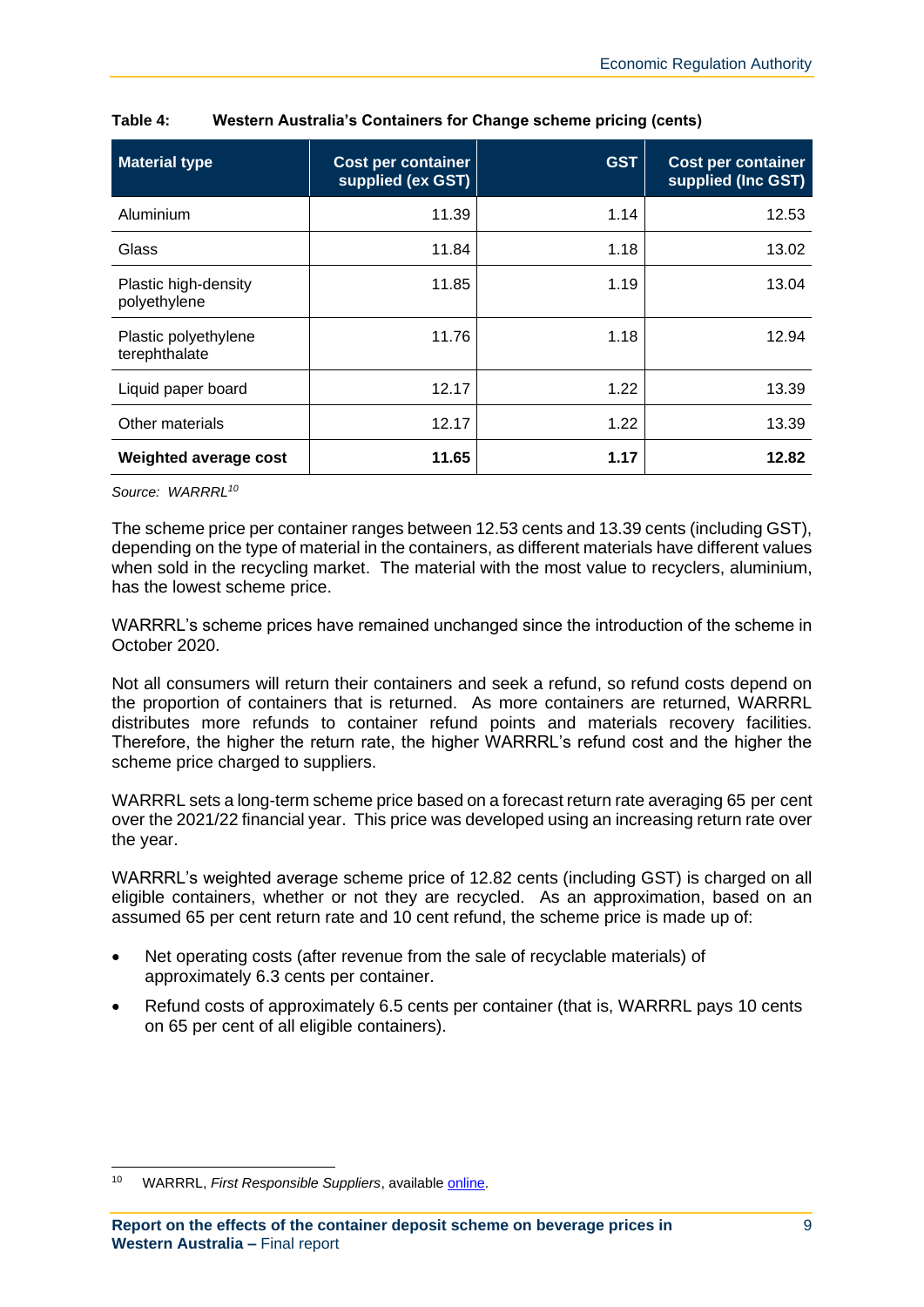**Table 4: Western Australia's Containers for Change scheme pricing (cents)**

| Material type | Cost per container supplied (ex GST) | GST | Cost per container supplied (Inc GST) |
|---|---|---|---|
| Aluminium | 11.39 | 1.14 | 12.53 |
| Glass | 11.84 | 1.18 | 13.02 |
| Plastic high-density polyethylene | 11.85 | 1.19 | 13.04 |
| Plastic polyethylene terephthalate | 11.76 | 1.18 | 12.94 |
| Liquid paper board | 12.17 | 1.22 | 13.39 |
| Other materials | 12.17 | 1.22 | 13.39 |
| **Weighted average cost** | **11.65** | **1.17** | **12.82** |

*Source: WARRRL[10]*

The scheme price per container ranges between 12.53 cents and 13.39 cents (including GST), depending on the type of material in the containers, as different materials have different values when sold in the recycling market. The material with the most value to recyclers, aluminium, has the lowest scheme price.

WARRRL's scheme prices have remained unchanged since the introduction of the scheme in October 2020.

Not all consumers will return their containers and seek a refund, so refund costs depend on the proportion of containers that is returned. As more containers are returned, WARRRL distributes more refunds to container refund points and materials recovery facilities. Therefore, the higher the return rate, the higher WARRRL's refund cost and the higher the scheme price charged to suppliers.

WARRRL sets a long-term scheme price based on a forecast return rate averaging 65 per cent over the 2021/22 financial year. This price was developed using an increasing return rate over the year.

WARRRL's weighted average scheme price of 12.82 cents (including GST) is charged on all eligible containers, whether or not they are recycled. As an approximation, based on an assumed 65 per cent return rate and 10 cent refund, the scheme price is made up of:

- Net operating costs (after revenue from the sale of recyclable materials) of approximately 6.3 cents per container.
- Refund costs of approximately 6.5 cents per container (that is, WARRRL pays 10 cents on 65 per cent of all eligible containers).

---

[10] WARRRL, *First Responsible Suppliers*, available online.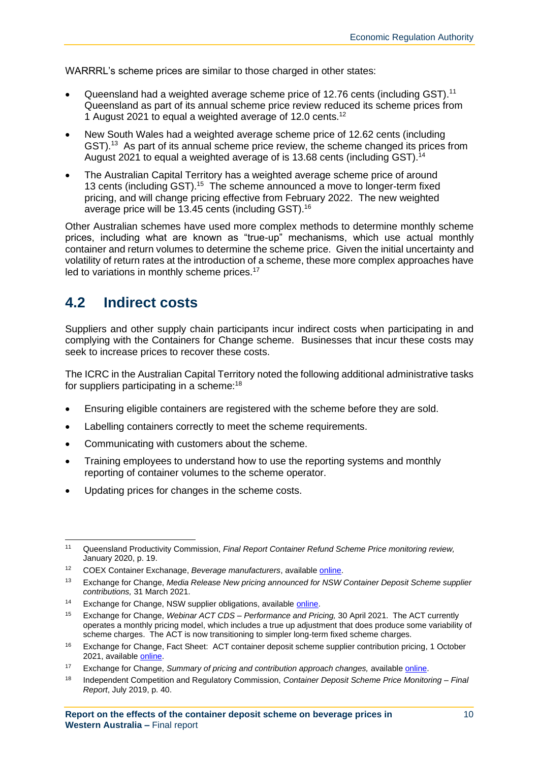WARRRL's scheme prices are similar to those charged in other states:

- Queensland had a weighted average scheme price of 12.76 cents (including GST).[11] Queensland as part of its annual scheme price review reduced its scheme prices from 1 August 2021 to equal a weighted average of 12.0 cents.[12]
- New South Wales had a weighted average scheme price of 12.62 cents (including GST).[13] As part of its annual scheme price review, the scheme changed its prices from August 2021 to equal a weighted average of is 13.68 cents (including GST).[14]
- The Australian Capital Territory has a weighted average scheme price of around 13 cents (including GST).[15] The scheme announced a move to longer-term fixed pricing, and will change pricing effective from February 2022. The new weighted average price will be 13.45 cents (including GST).[16]

Other Australian schemes have used more complex methods to determine monthly scheme prices, including what are known as "true-up" mechanisms, which use actual monthly container and return volumes to determine the scheme price. Given the initial uncertainty and volatility of return rates at the introduction of a scheme, these more complex approaches have led to variations in monthly scheme prices.[17]

## 4.2 Indirect costs

Suppliers and other supply chain participants incur indirect costs when participating in and complying with the Containers for Change scheme. Businesses that incur these costs may seek to increase prices to recover these costs.

The ICRC in the Australian Capital Territory noted the following additional administrative tasks for suppliers participating in a scheme:[18]

- Ensuring eligible containers are registered with the scheme before they are sold.
- Labelling containers correctly to meet the scheme requirements.
- Communicating with customers about the scheme.
- Training employees to understand how to use the reporting systems and monthly reporting of container volumes to the scheme operator.
- Updating prices for changes in the scheme costs.

---

[11] Queensland Productivity Commission, *Final Report Container Refund Scheme Price monitoring review,* January 2020, p. 19.

[12] COEX Container Exchange, *Beverage manufacturers*, available online.

[13] Exchange for Change, *Media Release New pricing announced for NSW Container Deposit Scheme supplier contributions,* 31 March 2021.

[14] Exchange for Change, NSW supplier obligations, available online.

[15] Exchange for Change, *Webinar ACT CDS – Performance and Pricing,* 30 April 2021. The ACT currently operates a monthly pricing model, which includes a true up adjustment that does produce some variability of scheme charges. The ACT is now transitioning to simpler long-term fixed scheme charges.

[16] Exchange for Change, Fact Sheet: ACT container deposit scheme supplier contribution pricing, 1 October 2021, available online.

[17] Exchange for Change, *Summary of pricing and contribution approach changes,* available online.

[18] Independent Competition and Regulatory Commission, *Container Deposit Scheme Price Monitoring – Final Report*, July 2019, p. 40.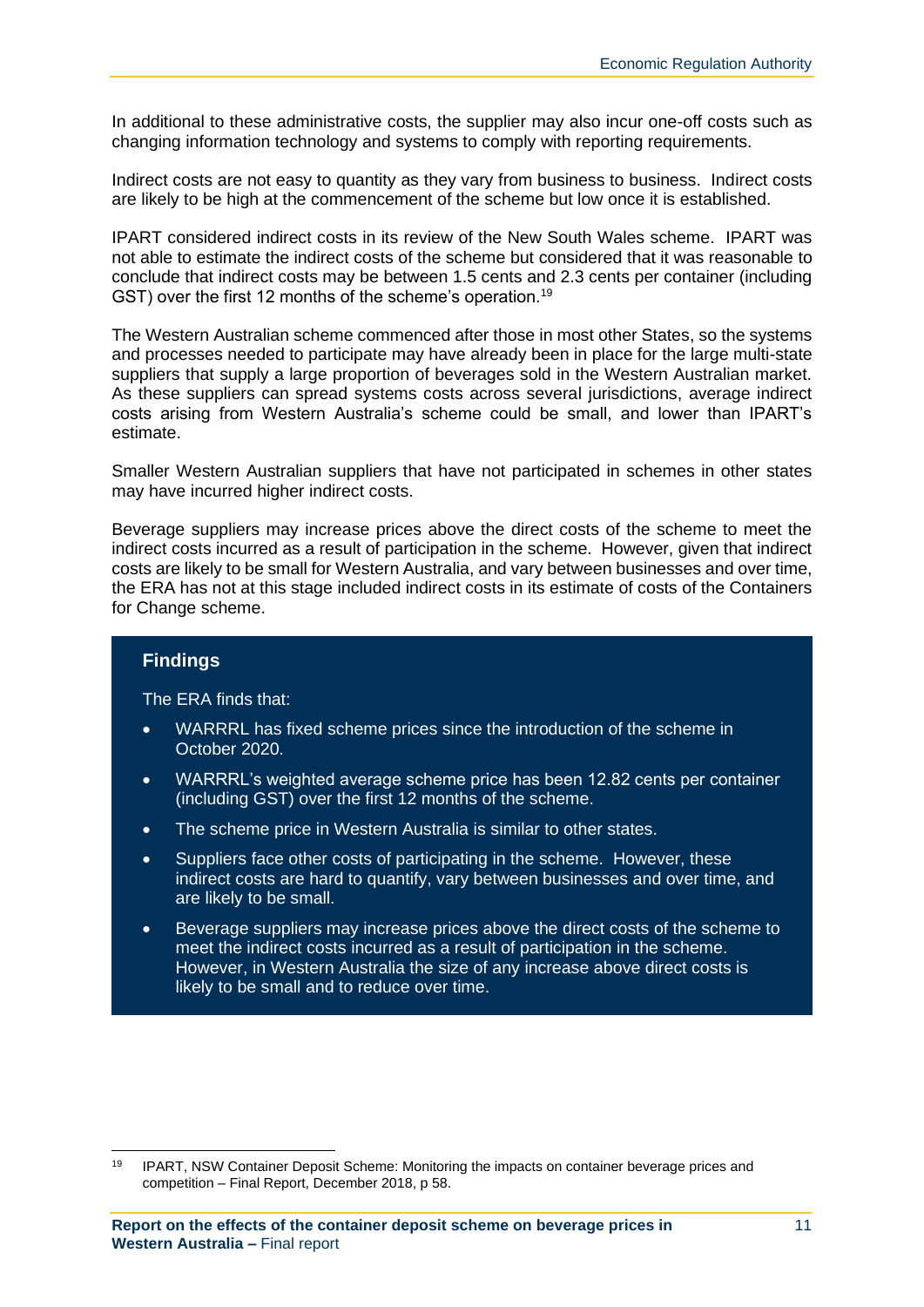In additional to these administrative costs, the supplier may also incur one-off costs such as changing information technology and systems to comply with reporting requirements.

Indirect costs are not easy to quantity as they vary from business to business. Indirect costs are likely to be high at the commencement of the scheme but low once it is established.

IPART considered indirect costs in its review of the New South Wales scheme. IPART was not able to estimate the indirect costs of the scheme but considered that it was reasonable to conclude that indirect costs may be between 1.5 cents and 2.3 cents per container (including GST) over the first 12 months of the scheme's operation.[19]

The Western Australian scheme commenced after those in most other States, so the systems and processes needed to participate may have already been in place for the large multi-state suppliers that supply a large proportion of beverages sold in the Western Australian market. As these suppliers can spread systems costs across several jurisdictions, average indirect costs arising from Western Australia's scheme could be small, and lower than IPART's estimate.

Smaller Western Australian suppliers that have not participated in schemes in other states may have incurred higher indirect costs.

Beverage suppliers may increase prices above the direct costs of the scheme to meet the indirect costs incurred as a result of participation in the scheme. However, given that indirect costs are likely to be small for Western Australia, and vary between businesses and over time, the ERA has not at this stage included indirect costs in its estimate of costs of the Containers for Change scheme.

### Findings

The ERA finds that:

- WARRRL has fixed scheme prices since the introduction of the scheme in October 2020.
- WARRRL's weighted average scheme price has been 12.82 cents per container (including GST) over the first 12 months of the scheme.
- The scheme price in Western Australia is similar to other states.
- Suppliers face other costs of participating in the scheme. However, these indirect costs are hard to quantify, vary between businesses and over time, and are likely to be small.
- Beverage suppliers may increase prices above the direct costs of the scheme to meet the indirect costs incurred as a result of participation in the scheme. However, in Western Australia the size of any increase above direct costs is likely to be small and to reduce over time.

---

[19] IPART, NSW Container Deposit Scheme: Monitoring the impacts on container beverage prices and competition – Final Report, December 2018, p 58.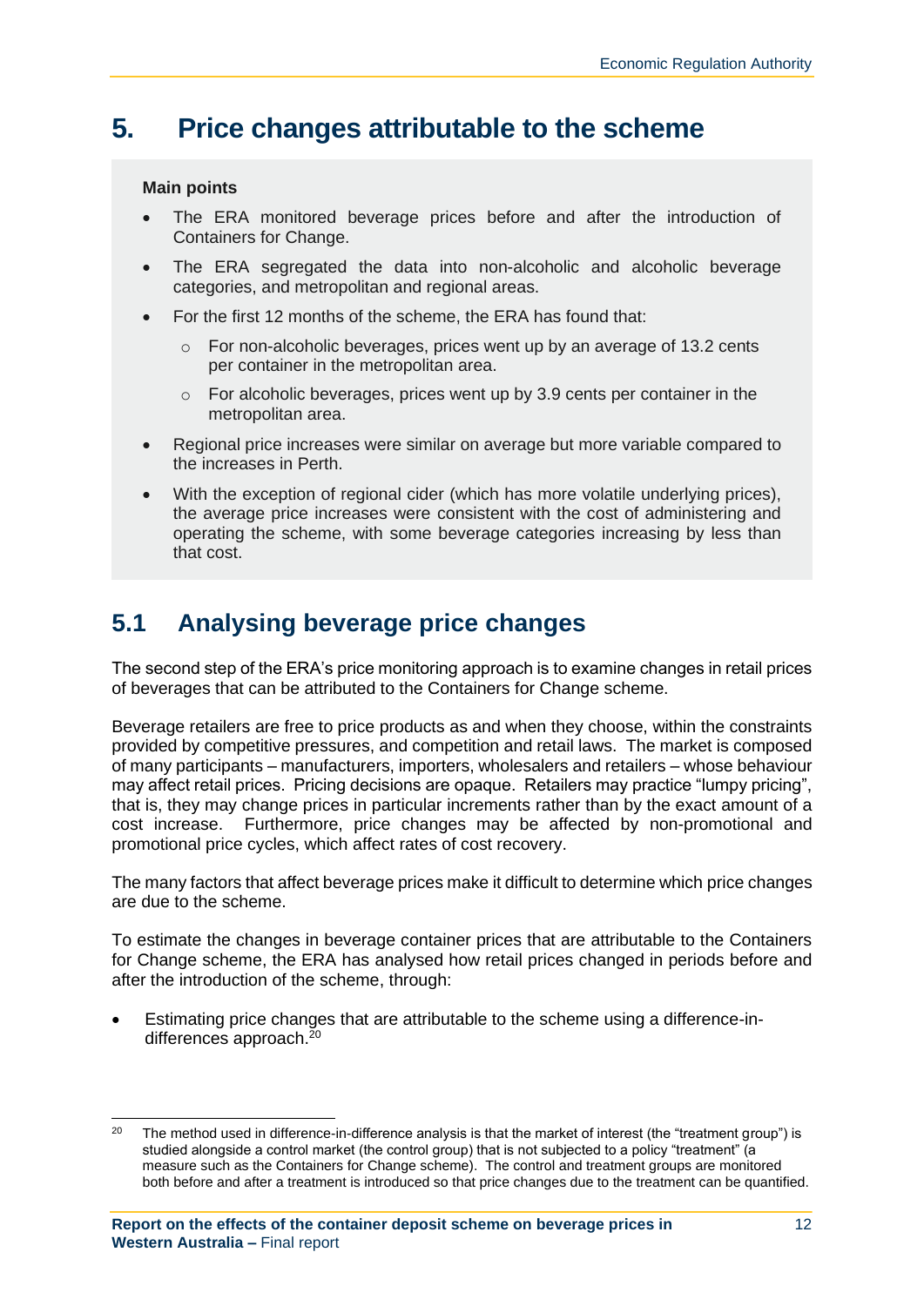# 5. Price changes attributable to the scheme

**Main points**

- The ERA monitored beverage prices before and after the introduction of Containers for Change.
- The ERA segregated the data into non-alcoholic and alcoholic beverage categories, and metropolitan and regional areas.
- For the first 12 months of the scheme, the ERA has found that:
  - For non-alcoholic beverages, prices went up by an average of 13.2 cents per container in the metropolitan area.
  - For alcoholic beverages, prices went up by 3.9 cents per container in the metropolitan area.
- Regional price increases were similar on average but more variable compared to the increases in Perth.
- With the exception of regional cider (which has more volatile underlying prices), the average price increases were consistent with the cost of administering and operating the scheme, with some beverage categories increasing by less than that cost.

## 5.1 Analysing beverage price changes

The second step of the ERA's price monitoring approach is to examine changes in retail prices of beverages that can be attributed to the Containers for Change scheme.

Beverage retailers are free to price products as and when they choose, within the constraints provided by competitive pressures, and competition and retail laws. The market is composed of many participants – manufacturers, importers, wholesalers and retailers – whose behaviour may affect retail prices. Pricing decisions are opaque. Retailers may practice "lumpy pricing", that is, they may change prices in particular increments rather than by the exact amount of a cost increase. Furthermore, price changes may be affected by non-promotional and promotional price cycles, which affect rates of cost recovery.

The many factors that affect beverage prices make it difficult to determine which price changes are due to the scheme.

To estimate the changes in beverage container prices that are attributable to the Containers for Change scheme, the ERA has analysed how retail prices changed in periods before and after the introduction of the scheme, through:

- Estimating price changes that are attributable to the scheme using a difference-in-differences approach.[20]

[20] The method used in difference-in-difference analysis is that the market of interest (the "treatment group") is studied alongside a control market (the control group) that is not subjected to a policy "treatment" (a measure such as the Containers for Change scheme). The control and treatment groups are monitored both before and after a treatment is introduced so that price changes due to the treatment can be quantified.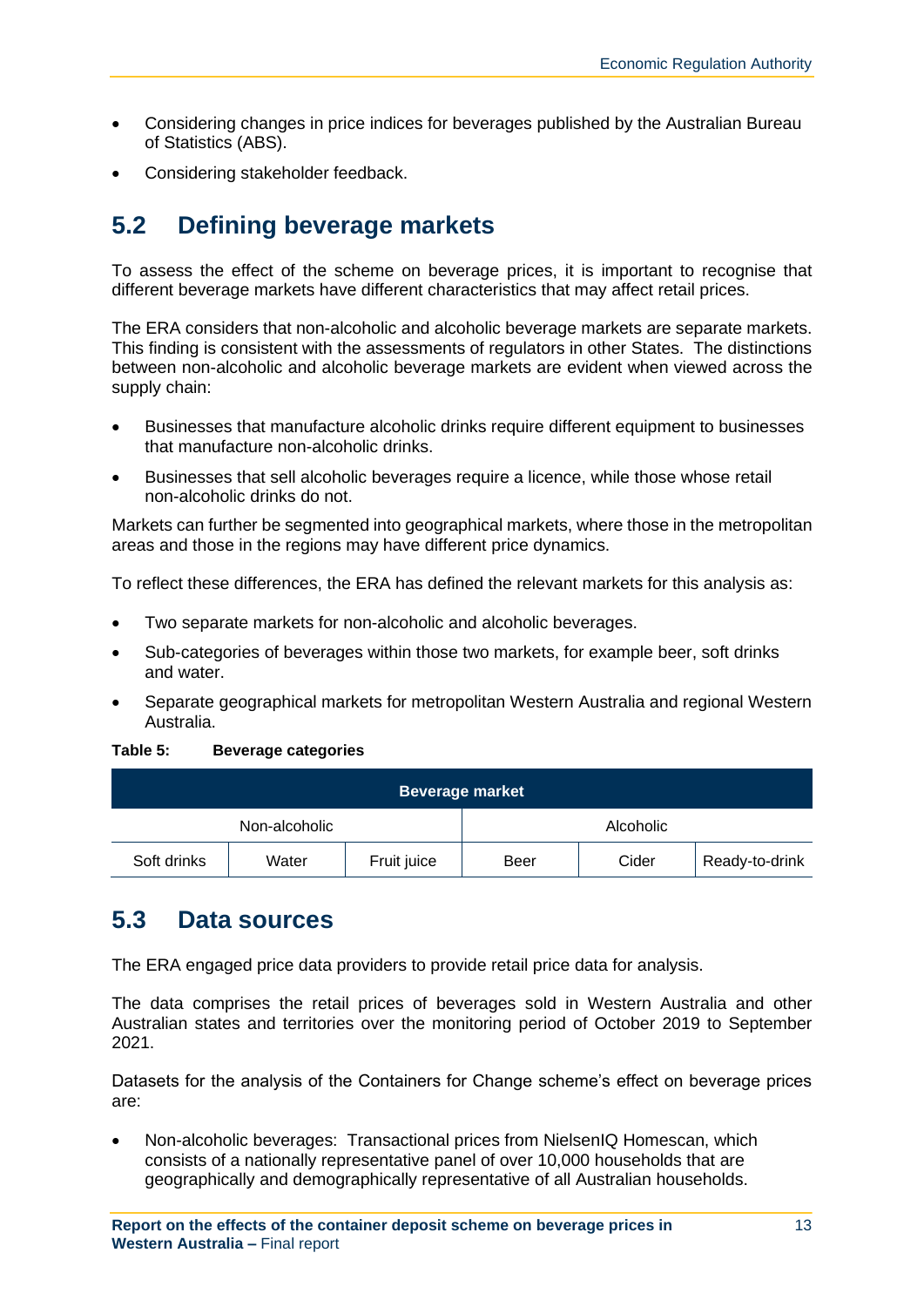- Considering changes in price indices for beverages published by the Australian Bureau of Statistics (ABS).
- Considering stakeholder feedback.

## 5.2 Defining beverage markets

To assess the effect of the scheme on beverage prices, it is important to recognise that different beverage markets have different characteristics that may affect retail prices.

The ERA considers that non-alcoholic and alcoholic beverage markets are separate markets. This finding is consistent with the assessments of regulators in other States. The distinctions between non-alcoholic and alcoholic beverage markets are evident when viewed across the supply chain:

- Businesses that manufacture alcoholic drinks require different equipment to businesses that manufacture non-alcoholic drinks.
- Businesses that sell alcoholic beverages require a licence, while those whose retail non-alcoholic drinks do not.

Markets can further be segmented into geographical markets, where those in the metropolitan areas and those in the regions may have different price dynamics.

To reflect these differences, the ERA has defined the relevant markets for this analysis as:

- Two separate markets for non-alcoholic and alcoholic beverages.
- Sub-categories of beverages within those two markets, for example beer, soft drinks and water.
- Separate geographical markets for metropolitan Western Australia and regional Western Australia.

**Table 5: Beverage categories**

| Beverage market | | | | | |
|---|---|---|---|---|---|
| Non-alcoholic | | | Alcoholic | | |
| Soft drinks | Water | Fruit juice | Beer | Cider | Ready-to-drink |

## 5.3 Data sources

The ERA engaged price data providers to provide retail price data for analysis.

The data comprises the retail prices of beverages sold in Western Australia and other Australian states and territories over the monitoring period of October 2019 to September 2021.

Datasets for the analysis of the Containers for Change scheme's effect on beverage prices are:

- Non-alcoholic beverages: Transactional prices from NielsenIQ Homescan, which consists of a nationally representative panel of over 10,000 households that are geographically and demographically representative of all Australian households.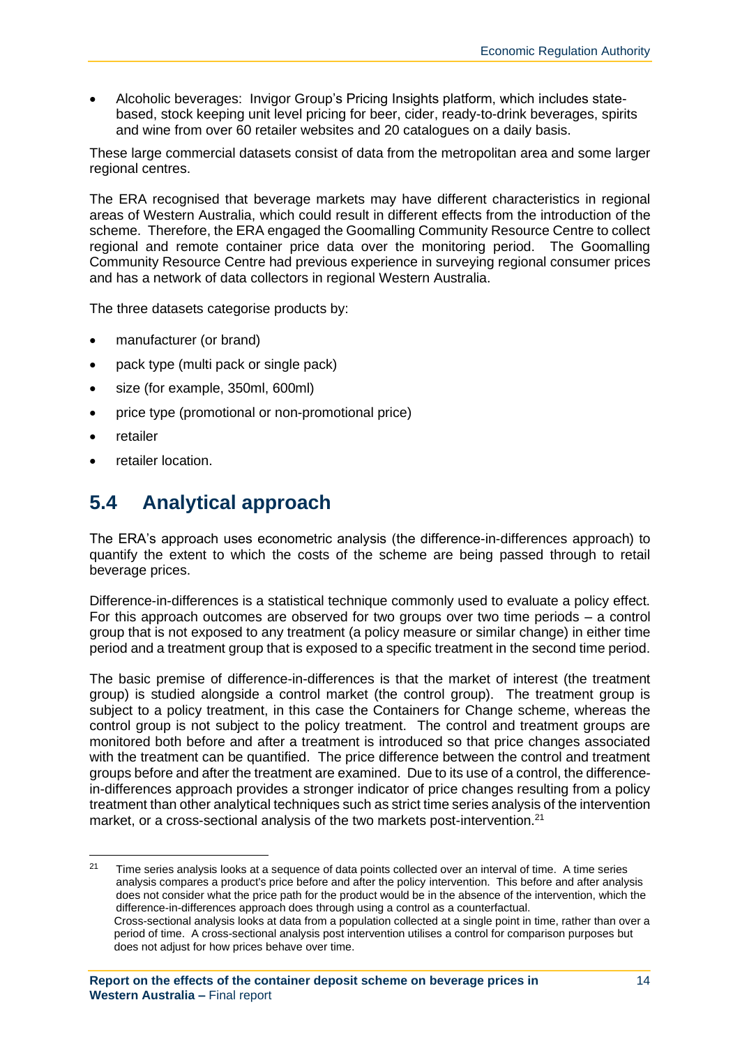- Alcoholic beverages: Invigor Group's Pricing Insights platform, which includes state-based, stock keeping unit level pricing for beer, cider, ready-to-drink beverages, spirits and wine from over 60 retailer websites and 20 catalogues on a daily basis.

These large commercial datasets consist of data from the metropolitan area and some larger regional centres.

The ERA recognised that beverage markets may have different characteristics in regional areas of Western Australia, which could result in different effects from the introduction of the scheme. Therefore, the ERA engaged the Goomalling Community Resource Centre to collect regional and remote container price data over the monitoring period. The Goomalling Community Resource Centre had previous experience in surveying regional consumer prices and has a network of data collectors in regional Western Australia.

The three datasets categorise products by:

- manufacturer (or brand)
- pack type (multi pack or single pack)
- size (for example, 350ml, 600ml)
- price type (promotional or non-promotional price)
- retailer
- retailer location.

## 5.4 Analytical approach

The ERA's approach uses econometric analysis (the difference-in-differences approach) to quantify the extent to which the costs of the scheme are being passed through to retail beverage prices.

Difference-in-differences is a statistical technique commonly used to evaluate a policy effect. For this approach outcomes are observed for two groups over two time periods – a control group that is not exposed to any treatment (a policy measure or similar change) in either time period and a treatment group that is exposed to a specific treatment in the second time period.

The basic premise of difference-in-differences is that the market of interest (the treatment group) is studied alongside a control market (the control group). The treatment group is subject to a policy treatment, in this case the Containers for Change scheme, whereas the control group is not subject to the policy treatment. The control and treatment groups are monitored both before and after a treatment is introduced so that price changes associated with the treatment can be quantified. The price difference between the control and treatment groups before and after the treatment are examined. Due to its use of a control, the difference-in-differences approach provides a stronger indicator of price changes resulting from a policy treatment than other analytical techniques such as strict time series analysis of the intervention market, or a cross-sectional analysis of the two markets post-intervention.[21]

---

[21] Time series analysis looks at a sequence of data points collected over an interval of time. A time series analysis compares a product's price before and after the policy intervention. This before and after analysis does not consider what the price path for the product would be in the absence of the intervention, which the difference-in-differences approach does through using a control as a counterfactual.
Cross-sectional analysis looks at data from a population collected at a single point in time, rather than over a period of time. A cross-sectional analysis post intervention utilises a control for comparison purposes but does not adjust for how prices behave over time.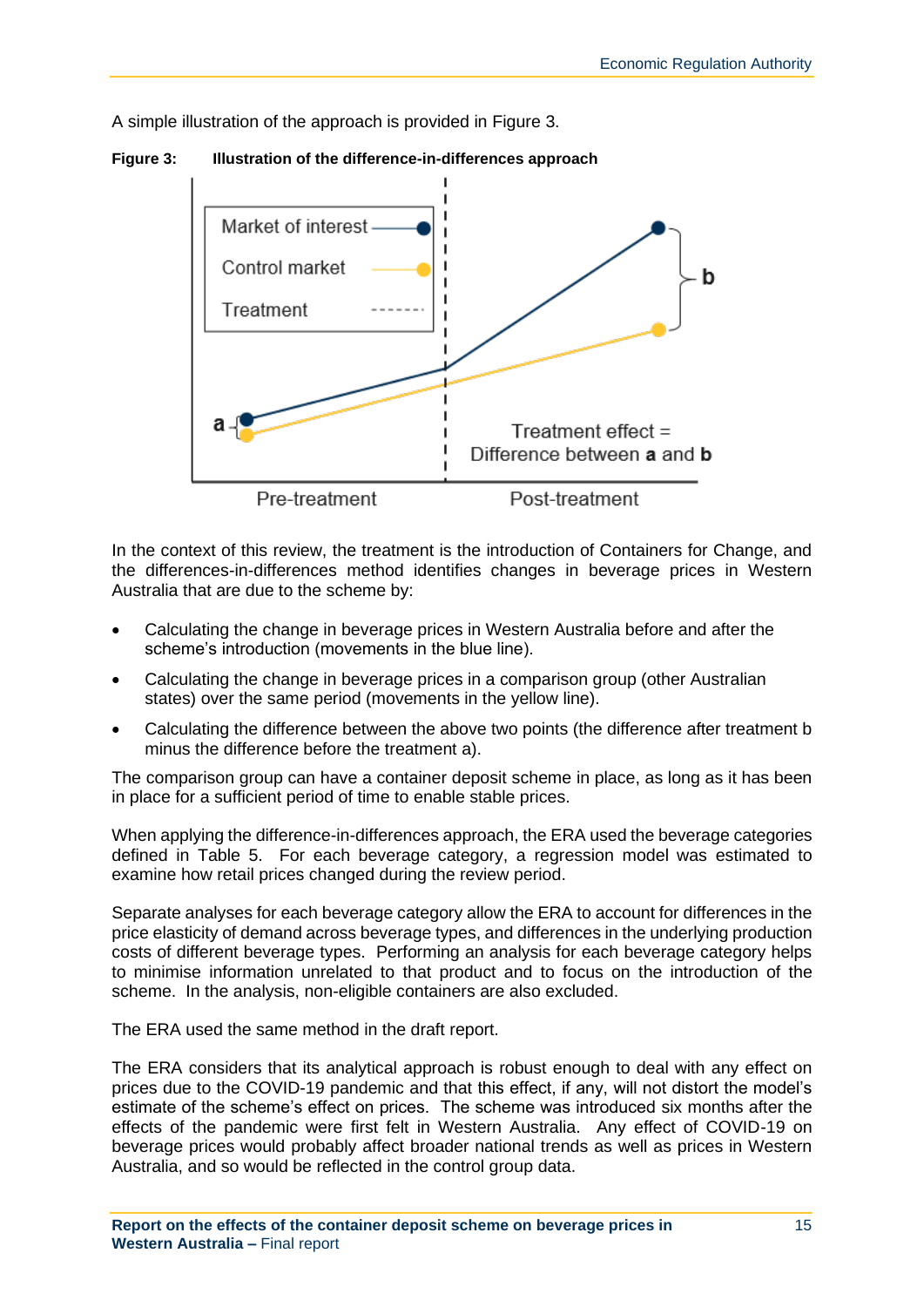A simple illustration of the approach is provided in Figure 3.

**Figure 3: Illustration of the difference-in-differences approach**

In the context of this review, the treatment is the introduction of Containers for Change, and the differences-in-differences method identifies changes in beverage prices in Western Australia that are due to the scheme by:

- Calculating the change in beverage prices in Western Australia before and after the scheme's introduction (movements in the blue line).
- Calculating the change in beverage prices in a comparison group (other Australian states) over the same period (movements in the yellow line).
- Calculating the difference between the above two points (the difference after treatment b minus the difference before the treatment a).

The comparison group can have a container deposit scheme in place, as long as it has been in place for a sufficient period of time to enable stable prices.

When applying the difference-in-differences approach, the ERA used the beverage categories defined in Table 5. For each beverage category, a regression model was estimated to examine how retail prices changed during the review period.

Separate analyses for each beverage category allow the ERA to account for differences in the price elasticity of demand across beverage types, and differences in the underlying production costs of different beverage types. Performing an analysis for each beverage category helps to minimise information unrelated to that product and to focus on the introduction of the scheme. In the analysis, non-eligible containers are also excluded.

The ERA used the same method in the draft report.

The ERA considers that its analytical approach is robust enough to deal with any effect on prices due to the COVID-19 pandemic and that this effect, if any, will not distort the model's estimate of the scheme's effect on prices. The scheme was introduced six months after the effects of the pandemic were first felt in Western Australia. Any effect of COVID-19 on beverage prices would probably affect broader national trends as well as prices in Western Australia, and so would be reflected in the control group data.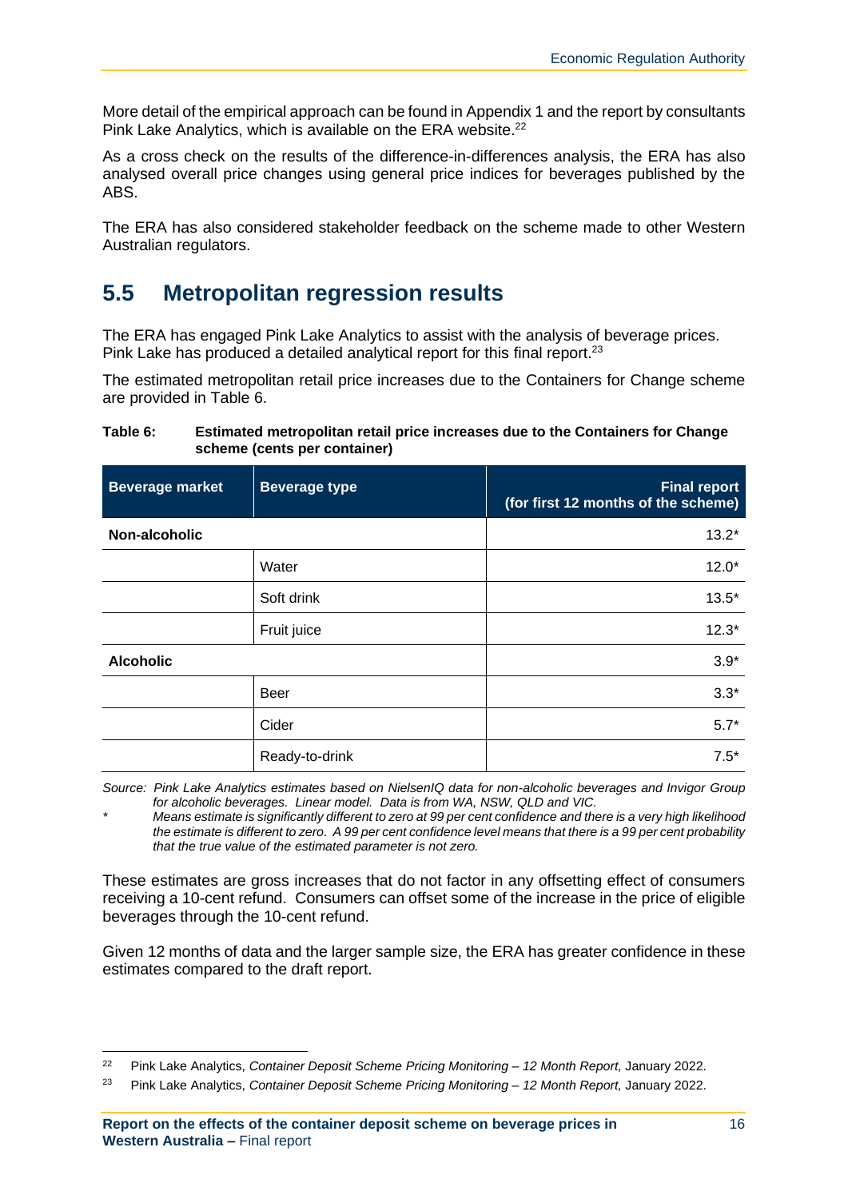More detail of the empirical approach can be found in Appendix 1 and the report by consultants Pink Lake Analytics, which is available on the ERA website.[22]

As a cross check on the results of the difference-in-differences analysis, the ERA has also analysed overall price changes using general price indices for beverages published by the ABS.

The ERA has also considered stakeholder feedback on the scheme made to other Western Australian regulators.

## 5.5 Metropolitan regression results

The ERA has engaged Pink Lake Analytics to assist with the analysis of beverage prices. Pink Lake has produced a detailed analytical report for this final report.[23]

The estimated metropolitan retail price increases due to the Containers for Change scheme are provided in Table 6.

**Table 6: Estimated metropolitan retail price increases due to the Containers for Change scheme (cents per container)**

| Beverage market | Beverage type | Final report (for first 12 months of the scheme) |
|---|---|---|
| **Non-alcoholic** | | 13.2* |
| | Water | 12.0* |
| | Soft drink | 13.5* |
| | Fruit juice | 12.3* |
| **Alcoholic** | | 3.9* |
| | Beer | 3.3* |
| | Cider | 5.7* |
| | Ready-to-drink | 7.5* |

*Source: Pink Lake Analytics estimates based on NielsenIQ data for non-alcoholic beverages and Invigor Group for alcoholic beverages. Linear model. Data is from WA, NSW, QLD and VIC.*

\* *Means estimate is significantly different to zero at 99 per cent confidence and there is a very high likelihood the estimate is different to zero. A 99 per cent confidence level means that there is a 99 per cent probability that the true value of the estimated parameter is not zero.*

These estimates are gross increases that do not factor in any offsetting effect of consumers receiving a 10-cent refund. Consumers can offset some of the increase in the price of eligible beverages through the 10-cent refund.

Given 12 months of data and the larger sample size, the ERA has greater confidence in these estimates compared to the draft report.

---

[22] Pink Lake Analytics, *Container Deposit Scheme Pricing Monitoring – 12 Month Report,* January 2022.

[23] Pink Lake Analytics, *Container Deposit Scheme Pricing Monitoring – 12 Month Report,* January 2022.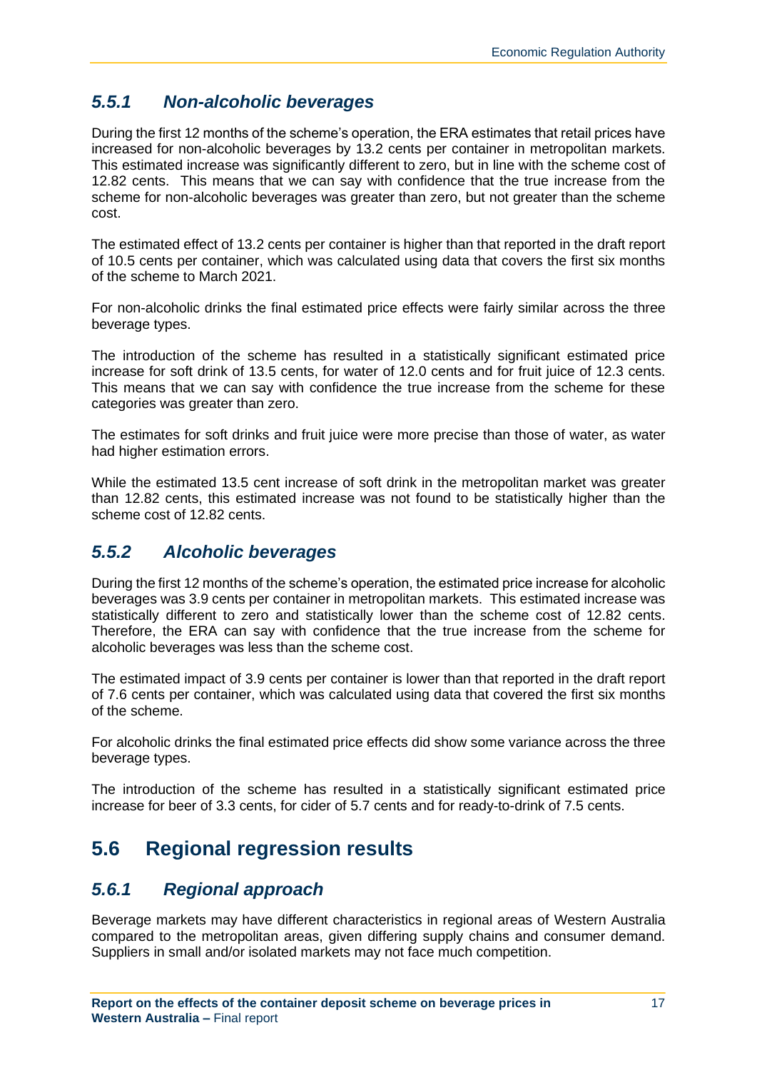### *5.5.1 Non-alcoholic beverages*

During the first 12 months of the scheme's operation, the ERA estimates that retail prices have increased for non-alcoholic beverages by 13.2 cents per container in metropolitan markets. This estimated increase was significantly different to zero, but in line with the scheme cost of 12.82 cents. This means that we can say with confidence that the true increase from the scheme for non-alcoholic beverages was greater than zero, but not greater than the scheme cost.

The estimated effect of 13.2 cents per container is higher than that reported in the draft report of 10.5 cents per container, which was calculated using data that covers the first six months of the scheme to March 2021.

For non-alcoholic drinks the final estimated price effects were fairly similar across the three beverage types.

The introduction of the scheme has resulted in a statistically significant estimated price increase for soft drink of 13.5 cents, for water of 12.0 cents and for fruit juice of 12.3 cents. This means that we can say with confidence the true increase from the scheme for these categories was greater than zero.

The estimates for soft drinks and fruit juice were more precise than those of water, as water had higher estimation errors.

While the estimated 13.5 cent increase of soft drink in the metropolitan market was greater than 12.82 cents, this estimated increase was not found to be statistically higher than the scheme cost of 12.82 cents.

### *5.5.2 Alcoholic beverages*

During the first 12 months of the scheme's operation, the estimated price increase for alcoholic beverages was 3.9 cents per container in metropolitan markets. This estimated increase was statistically different to zero and statistically lower than the scheme cost of 12.82 cents. Therefore, the ERA can say with confidence that the true increase from the scheme for alcoholic beverages was less than the scheme cost.

The estimated impact of 3.9 cents per container is lower than that reported in the draft report of 7.6 cents per container, which was calculated using data that covered the first six months of the scheme.

For alcoholic drinks the final estimated price effects did show some variance across the three beverage types.

The introduction of the scheme has resulted in a statistically significant estimated price increase for beer of 3.3 cents, for cider of 5.7 cents and for ready-to-drink of 7.5 cents.

## 5.6 Regional regression results

### *5.6.1 Regional approach*

Beverage markets may have different characteristics in regional areas of Western Australia compared to the metropolitan areas, given differing supply chains and consumer demand. Suppliers in small and/or isolated markets may not face much competition.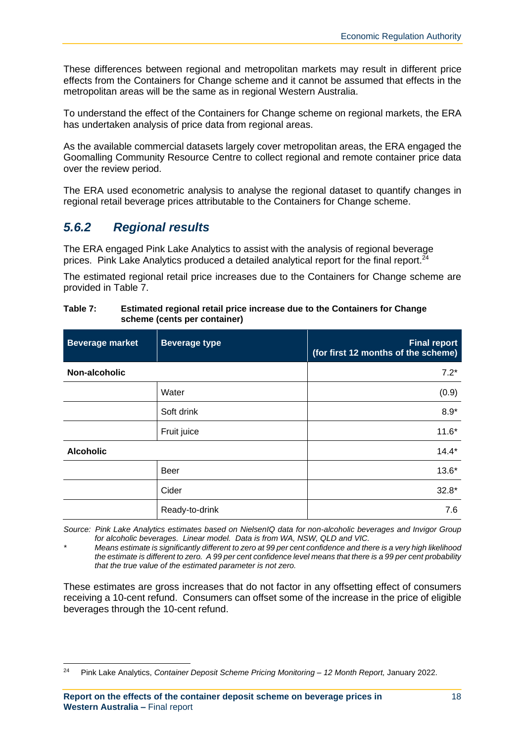These differences between regional and metropolitan markets may result in different price effects from the Containers for Change scheme and it cannot be assumed that effects in the metropolitan areas will be the same as in regional Western Australia.

To understand the effect of the Containers for Change scheme on regional markets, the ERA has undertaken analysis of price data from regional areas.

As the available commercial datasets largely cover metropolitan areas, the ERA engaged the Goomalling Community Resource Centre to collect regional and remote container price data over the review period.

The ERA used econometric analysis to analyse the regional dataset to quantify changes in regional retail beverage prices attributable to the Containers for Change scheme.

### *5.6.2 Regional results*

The ERA engaged Pink Lake Analytics to assist with the analysis of regional beverage prices. Pink Lake Analytics produced a detailed analytical report for the final report.[24]

The estimated regional retail price increases due to the Containers for Change scheme are provided in Table 7.

**Table 7: Estimated regional retail price increase due to the Containers for Change scheme (cents per container)**

| Beverage market | Beverage type | Final report (for first 12 months of the scheme) |
|---|---|---|
| **Non-alcoholic** | | 7.2* |
| | Water | (0.9) |
| | Soft drink | 8.9* |
| | Fruit juice | 11.6* |
| **Alcoholic** | | 14.4* |
| | Beer | 13.6* |
| | Cider | 32.8* |
| | Ready-to-drink | 7.6 |

*Source: Pink Lake Analytics estimates based on NielsenIQ data for non-alcoholic beverages and Invigor Group for alcoholic beverages. Linear model. Data is from WA, NSW, QLD and VIC.*

\* *Means estimate is significantly different to zero at 99 per cent confidence and there is a very high likelihood the estimate is different to zero. A 99 per cent confidence level means that there is a 99 per cent probability that the true value of the estimated parameter is not zero.*

These estimates are gross increases that do not factor in any offsetting effect of consumers receiving a 10-cent refund. Consumers can offset some of the increase in the price of eligible beverages through the 10-cent refund.

[24] Pink Lake Analytics, *Container Deposit Scheme Pricing Monitoring – 12 Month Report,* January 2022.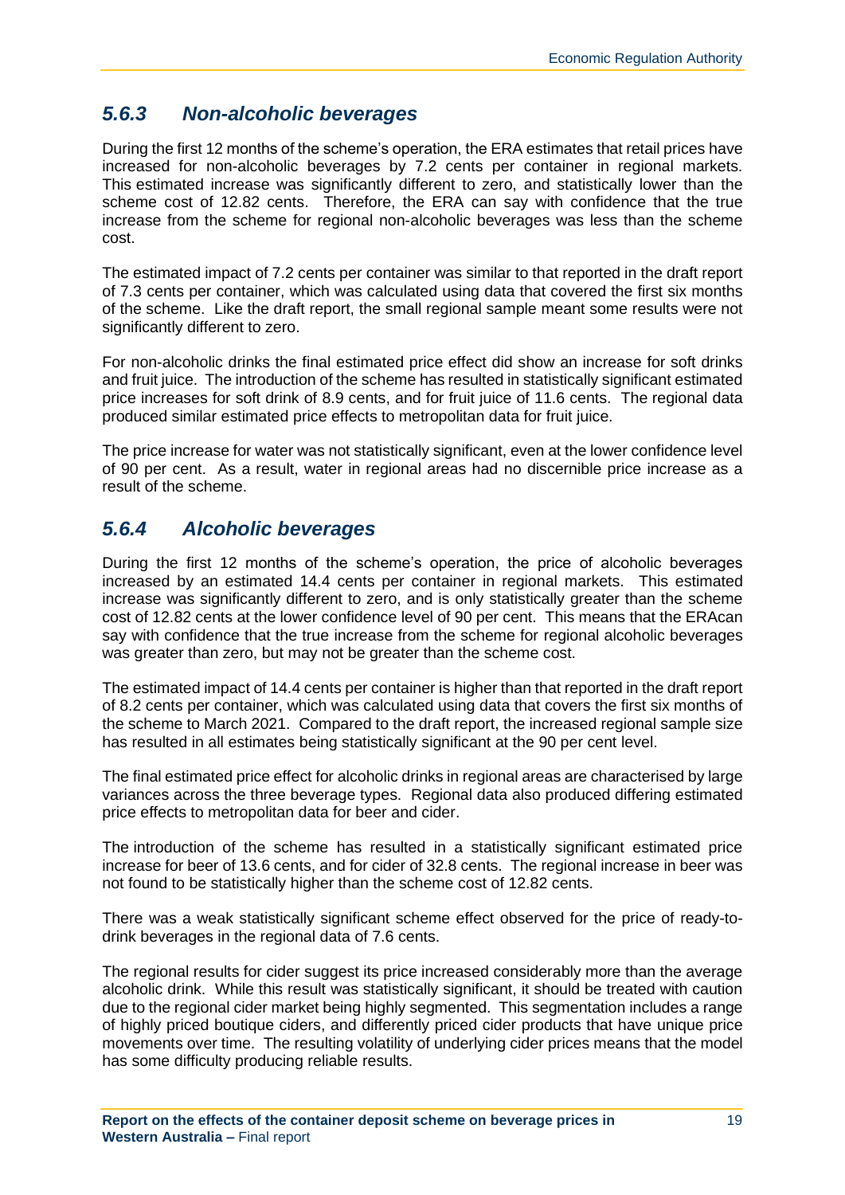### *5.6.3 Non-alcoholic beverages*

During the first 12 months of the scheme's operation, the ERA estimates that retail prices have increased for non-alcoholic beverages by 7.2 cents per container in regional markets. This estimated increase was significantly different to zero, and statistically lower than the scheme cost of 12.82 cents. Therefore, the ERA can say with confidence that the true increase from the scheme for regional non-alcoholic beverages was less than the scheme cost.

The estimated impact of 7.2 cents per container was similar to that reported in the draft report of 7.3 cents per container, which was calculated using data that covered the first six months of the scheme. Like the draft report, the small regional sample meant some results were not significantly different to zero.

For non-alcoholic drinks the final estimated price effect did show an increase for soft drinks and fruit juice. The introduction of the scheme has resulted in statistically significant estimated price increases for soft drink of 8.9 cents, and for fruit juice of 11.6 cents. The regional data produced similar estimated price effects to metropolitan data for fruit juice.

The price increase for water was not statistically significant, even at the lower confidence level of 90 per cent. As a result, water in regional areas had no discernible price increase as a result of the scheme.

### *5.6.4 Alcoholic beverages*

During the first 12 months of the scheme's operation, the price of alcoholic beverages increased by an estimated 14.4 cents per container in regional markets. This estimated increase was significantly different to zero, and is only statistically greater than the scheme cost of 12.82 cents at the lower confidence level of 90 per cent. This means that the ERAcan say with confidence that the true increase from the scheme for regional alcoholic beverages was greater than zero, but may not be greater than the scheme cost.

The estimated impact of 14.4 cents per container is higher than that reported in the draft report of 8.2 cents per container, which was calculated using data that covers the first six months of the scheme to March 2021. Compared to the draft report, the increased regional sample size has resulted in all estimates being statistically significant at the 90 per cent level.

The final estimated price effect for alcoholic drinks in regional areas are characterised by large variances across the three beverage types. Regional data also produced differing estimated price effects to metropolitan data for beer and cider.

The introduction of the scheme has resulted in a statistically significant estimated price increase for beer of 13.6 cents, and for cider of 32.8 cents. The regional increase in beer was not found to be statistically higher than the scheme cost of 12.82 cents.

There was a weak statistically significant scheme effect observed for the price of ready-to-drink beverages in the regional data of 7.6 cents.

The regional results for cider suggest its price increased considerably more than the average alcoholic drink. While this result was statistically significant, it should be treated with caution due to the regional cider market being highly segmented. This segmentation includes a range of highly priced boutique ciders, and differently priced cider products that have unique price movements over time. The resulting volatility of underlying cider prices means that the model has some difficulty producing reliable results.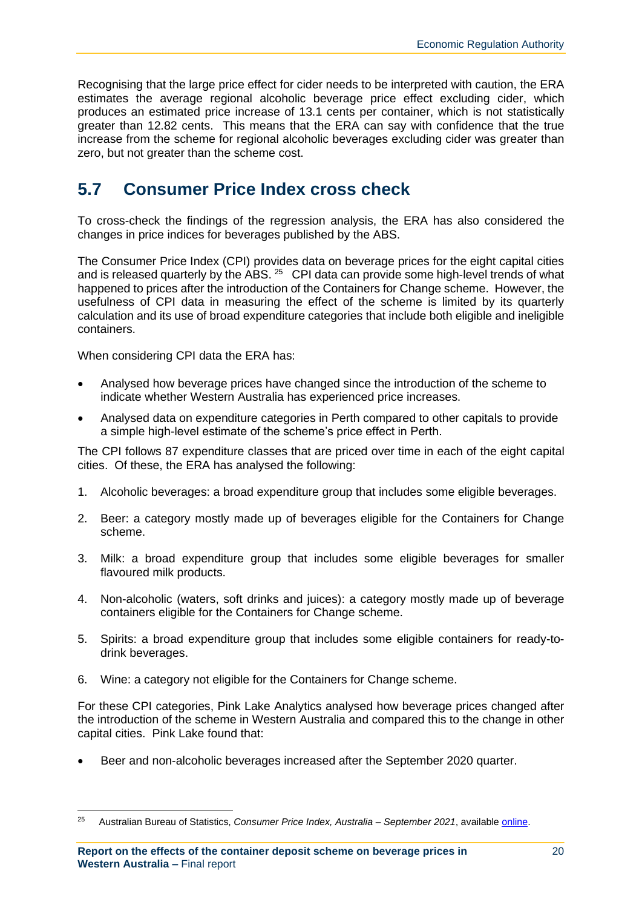Recognising that the large price effect for cider needs to be interpreted with caution, the ERA estimates the average regional alcoholic beverage price effect excluding cider, which produces an estimated price increase of 13.1 cents per container, which is not statistically greater than 12.82 cents. This means that the ERA can say with confidence that the true increase from the scheme for regional alcoholic beverages excluding cider was greater than zero, but not greater than the scheme cost.

## 5.7 Consumer Price Index cross check

To cross-check the findings of the regression analysis, the ERA has also considered the changes in price indices for beverages published by the ABS.

The Consumer Price Index (CPI) provides data on beverage prices for the eight capital cities and is released quarterly by the ABS.[25] CPI data can provide some high-level trends of what happened to prices after the introduction of the Containers for Change scheme. However, the usefulness of CPI data in measuring the effect of the scheme is limited by its quarterly calculation and its use of broad expenditure categories that include both eligible and ineligible containers.

When considering CPI data the ERA has:

- Analysed how beverage prices have changed since the introduction of the scheme to indicate whether Western Australia has experienced price increases.
- Analysed data on expenditure categories in Perth compared to other capitals to provide a simple high-level estimate of the scheme's price effect in Perth.

The CPI follows 87 expenditure classes that are priced over time in each of the eight capital cities. Of these, the ERA has analysed the following:

1. Alcoholic beverages: a broad expenditure group that includes some eligible beverages.
2. Beer: a category mostly made up of beverages eligible for the Containers for Change scheme.
3. Milk: a broad expenditure group that includes some eligible beverages for smaller flavoured milk products.
4. Non-alcoholic (waters, soft drinks and juices): a category mostly made up of beverage containers eligible for the Containers for Change scheme.
5. Spirits: a broad expenditure group that includes some eligible containers for ready-to-drink beverages.
6. Wine: a category not eligible for the Containers for Change scheme.

For these CPI categories, Pink Lake Analytics analysed how beverage prices changed after the introduction of the scheme in Western Australia and compared this to the change in other capital cities. Pink Lake found that:

- Beer and non-alcoholic beverages increased after the September 2020 quarter.

[25] Australian Bureau of Statistics, *Consumer Price Index, Australia – September 2021*, available online.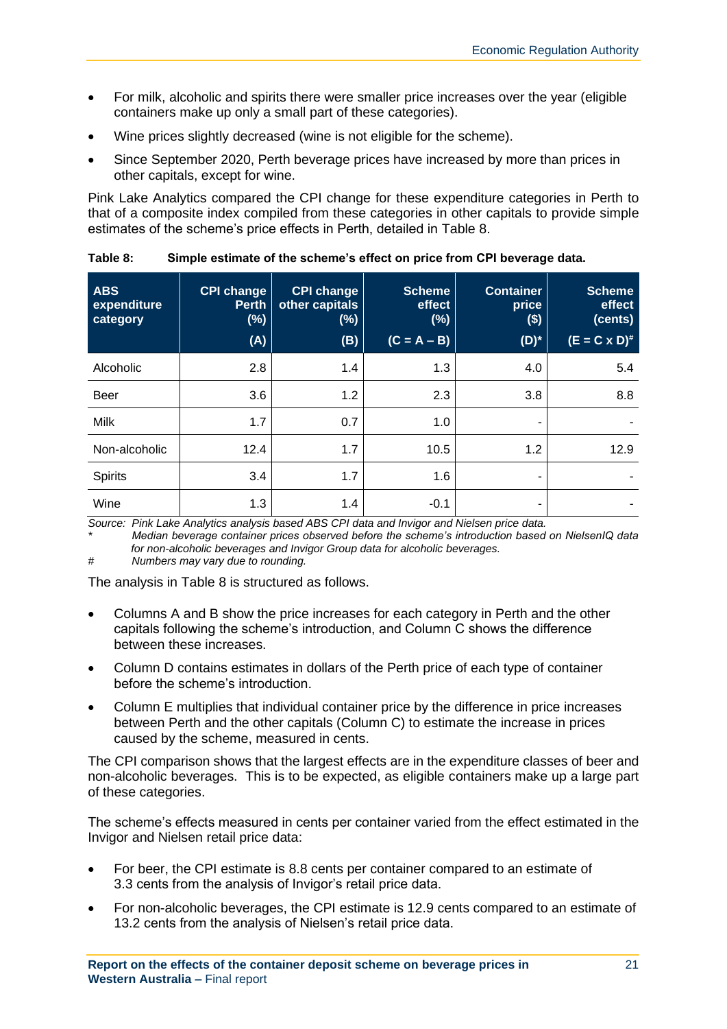- For milk, alcoholic and spirits there were smaller price increases over the year (eligible containers make up only a small part of these categories).
- Wine prices slightly decreased (wine is not eligible for the scheme).
- Since September 2020, Perth beverage prices have increased by more than prices in other capitals, except for wine.

Pink Lake Analytics compared the CPI change for these expenditure categories in Perth to that of a composite index compiled from these categories in other capitals to provide simple estimates of the scheme's price effects in Perth, detailed in Table 8.

**Table 8: Simple estimate of the scheme's effect on price from CPI beverage data.**

| ABS expenditure category | CPI change Perth (%) (A) | CPI change other capitals (%) (B) | Scheme effect (%) (C = A – B) | Container price ($) (D)* | Scheme effect (cents) (E = C x D)# |
|---|---|---|---|---|---|
| Alcoholic | 2.8 | 1.4 | 1.3 | 4.0 | 5.4 |
| Beer | 3.6 | 1.2 | 2.3 | 3.8 | 8.8 |
| Milk | 1.7 | 0.7 | 1.0 | - | - |
| Non-alcoholic | 12.4 | 1.7 | 10.5 | 1.2 | 12.9 |
| Spirits | 3.4 | 1.7 | 1.6 | - | - |
| Wine | 1.3 | 1.4 | -0.1 | - | - |

*Source: Pink Lake Analytics analysis based ABS CPI data and Invigor and Nielsen price data.*

\* *Median beverage container prices observed before the scheme's introduction based on NielsenIQ data for non-alcoholic beverages and Invigor Group data for alcoholic beverages.*

\# *Numbers may vary due to rounding.*

The analysis in Table 8 is structured as follows.

- Columns A and B show the price increases for each category in Perth and the other capitals following the scheme's introduction, and Column C shows the difference between these increases.
- Column D contains estimates in dollars of the Perth price of each type of container before the scheme's introduction.
- Column E multiplies that individual container price by the difference in price increases between Perth and the other capitals (Column C) to estimate the increase in prices caused by the scheme, measured in cents.

The CPI comparison shows that the largest effects are in the expenditure classes of beer and non-alcoholic beverages. This is to be expected, as eligible containers make up a large part of these categories.

The scheme's effects measured in cents per container varied from the effect estimated in the Invigor and Nielsen retail price data:

- For beer, the CPI estimate is 8.8 cents per container compared to an estimate of 3.3 cents from the analysis of Invigor's retail price data.
- For non-alcoholic beverages, the CPI estimate is 12.9 cents compared to an estimate of 13.2 cents from the analysis of Nielsen's retail price data.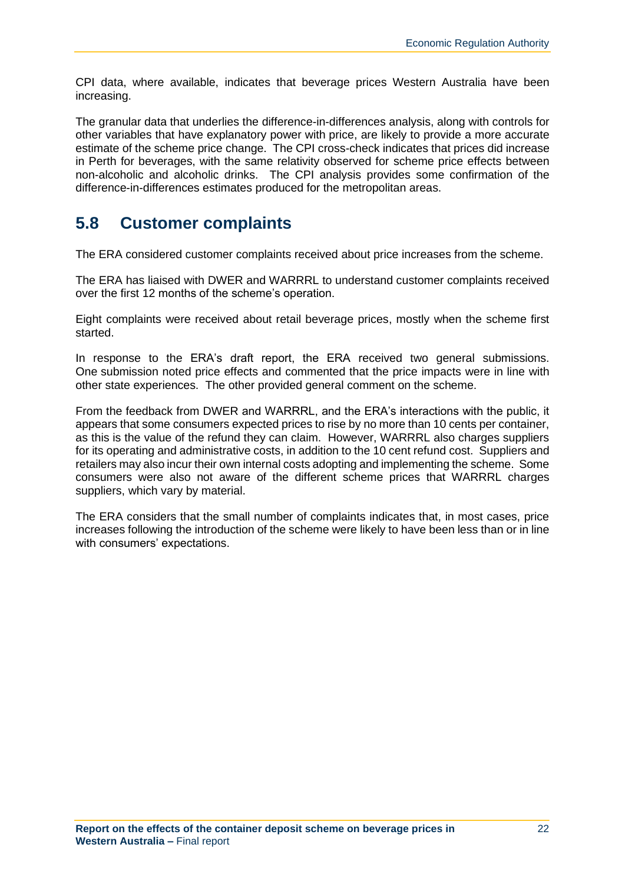CPI data, where available, indicates that beverage prices Western Australia have been increasing.

The granular data that underlies the difference-in-differences analysis, along with controls for other variables that have explanatory power with price, are likely to provide a more accurate estimate of the scheme price change. The CPI cross-check indicates that prices did increase in Perth for beverages, with the same relativity observed for scheme price effects between non-alcoholic and alcoholic drinks. The CPI analysis provides some confirmation of the difference-in-differences estimates produced for the metropolitan areas.

## 5.8 Customer complaints

The ERA considered customer complaints received about price increases from the scheme.

The ERA has liaised with DWER and WARRRL to understand customer complaints received over the first 12 months of the scheme's operation.

Eight complaints were received about retail beverage prices, mostly when the scheme first started.

In response to the ERA's draft report, the ERA received two general submissions. One submission noted price effects and commented that the price impacts were in line with other state experiences. The other provided general comment on the scheme.

From the feedback from DWER and WARRRL, and the ERA's interactions with the public, it appears that some consumers expected prices to rise by no more than 10 cents per container, as this is the value of the refund they can claim. However, WARRRL also charges suppliers for its operating and administrative costs, in addition to the 10 cent refund cost. Suppliers and retailers may also incur their own internal costs adopting and implementing the scheme. Some consumers were also not aware of the different scheme prices that WARRRL charges suppliers, which vary by material.

The ERA considers that the small number of complaints indicates that, in most cases, price increases following the introduction of the scheme were likely to have been less than or in line with consumers' expectations.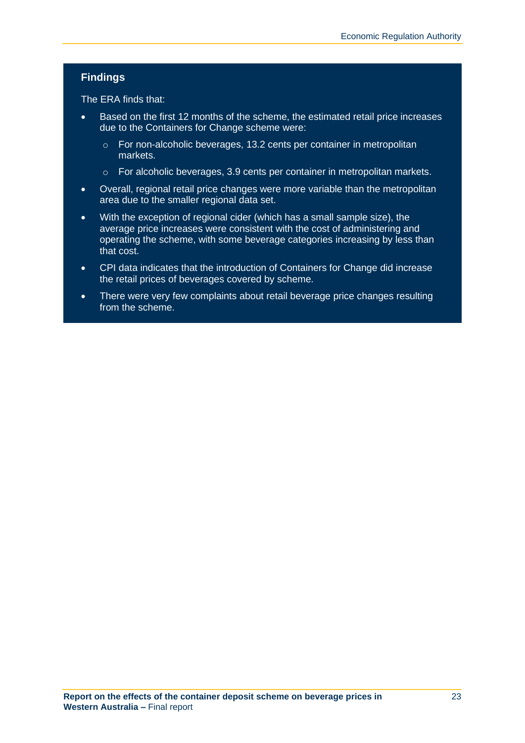### Findings

The ERA finds that:

- Based on the first 12 months of the scheme, the estimated retail price increases due to the Containers for Change scheme were:
  - For non-alcoholic beverages, 13.2 cents per container in metropolitan markets.
  - For alcoholic beverages, 3.9 cents per container in metropolitan markets.
- Overall, regional retail price changes were more variable than the metropolitan area due to the smaller regional data set.
- With the exception of regional cider (which has a small sample size), the average price increases were consistent with the cost of administering and operating the scheme, with some beverage categories increasing by less than that cost.
- CPI data indicates that the introduction of Containers for Change did increase the retail prices of beverages covered by scheme.
- There were very few complaints about retail beverage price changes resulting from the scheme.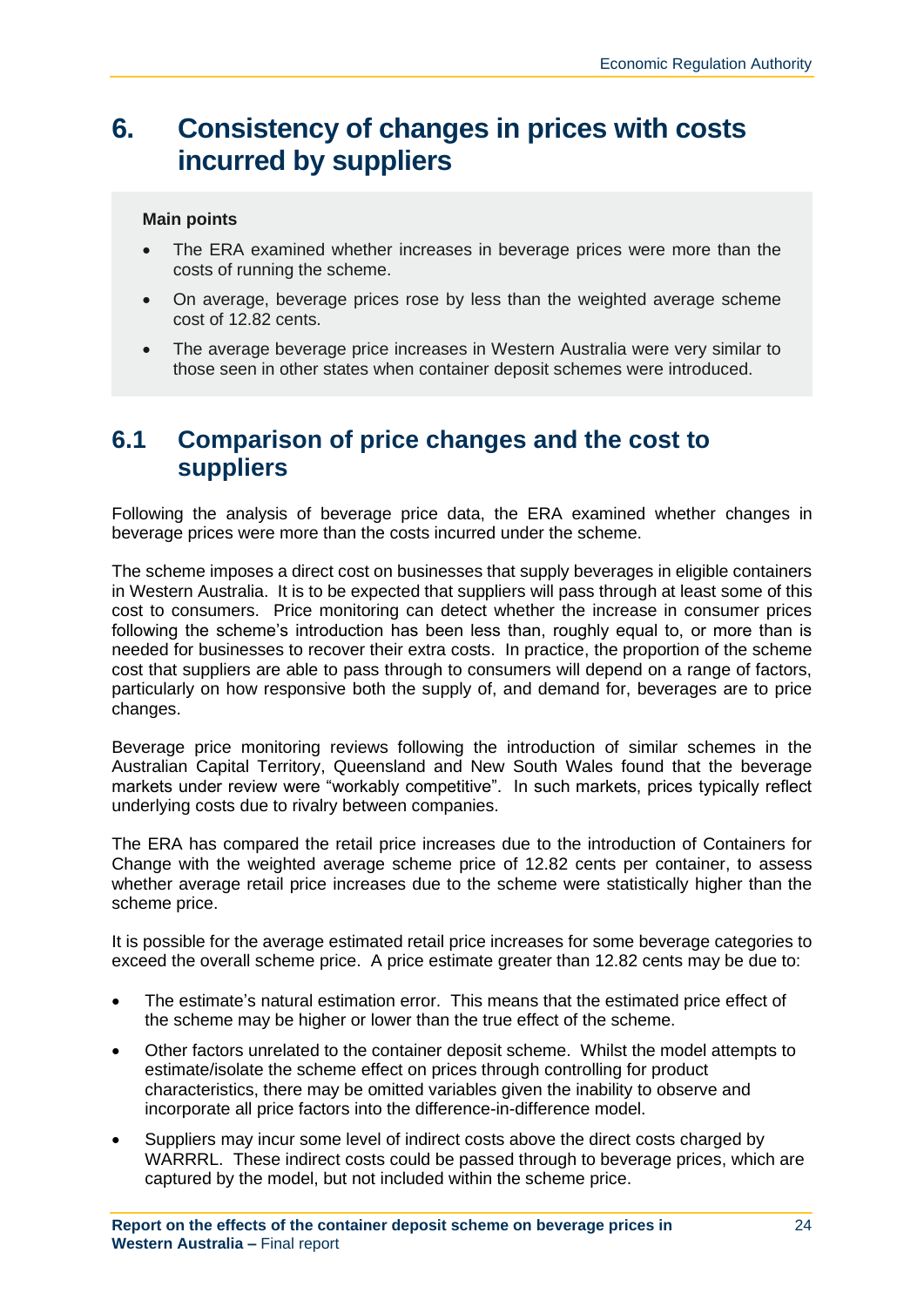# 6. Consistency of changes in prices with costs incurred by suppliers

**Main points**

- The ERA examined whether increases in beverage prices were more than the costs of running the scheme.
- On average, beverage prices rose by less than the weighted average scheme cost of 12.82 cents.
- The average beverage price increases in Western Australia were very similar to those seen in other states when container deposit schemes were introduced.

## 6.1 Comparison of price changes and the cost to suppliers

Following the analysis of beverage price data, the ERA examined whether changes in beverage prices were more than the costs incurred under the scheme.

The scheme imposes a direct cost on businesses that supply beverages in eligible containers in Western Australia. It is to be expected that suppliers will pass through at least some of this cost to consumers. Price monitoring can detect whether the increase in consumer prices following the scheme's introduction has been less than, roughly equal to, or more than is needed for businesses to recover their extra costs. In practice, the proportion of the scheme cost that suppliers are able to pass through to consumers will depend on a range of factors, particularly on how responsive both the supply of, and demand for, beverages are to price changes.

Beverage price monitoring reviews following the introduction of similar schemes in the Australian Capital Territory, Queensland and New South Wales found that the beverage markets under review were "workably competitive". In such markets, prices typically reflect underlying costs due to rivalry between companies.

The ERA has compared the retail price increases due to the introduction of Containers for Change with the weighted average scheme price of 12.82 cents per container, to assess whether average retail price increases due to the scheme were statistically higher than the scheme price.

It is possible for the average estimated retail price increases for some beverage categories to exceed the overall scheme price. A price estimate greater than 12.82 cents may be due to:

- The estimate's natural estimation error. This means that the estimated price effect of the scheme may be higher or lower than the true effect of the scheme.
- Other factors unrelated to the container deposit scheme. Whilst the model attempts to estimate/isolate the scheme effect on prices through controlling for product characteristics, there may be omitted variables given the inability to observe and incorporate all price factors into the difference-in-difference model.
- Suppliers may incur some level of indirect costs above the direct costs charged by WARRRL. These indirect costs could be passed through to beverage prices, which are captured by the model, but not included within the scheme price.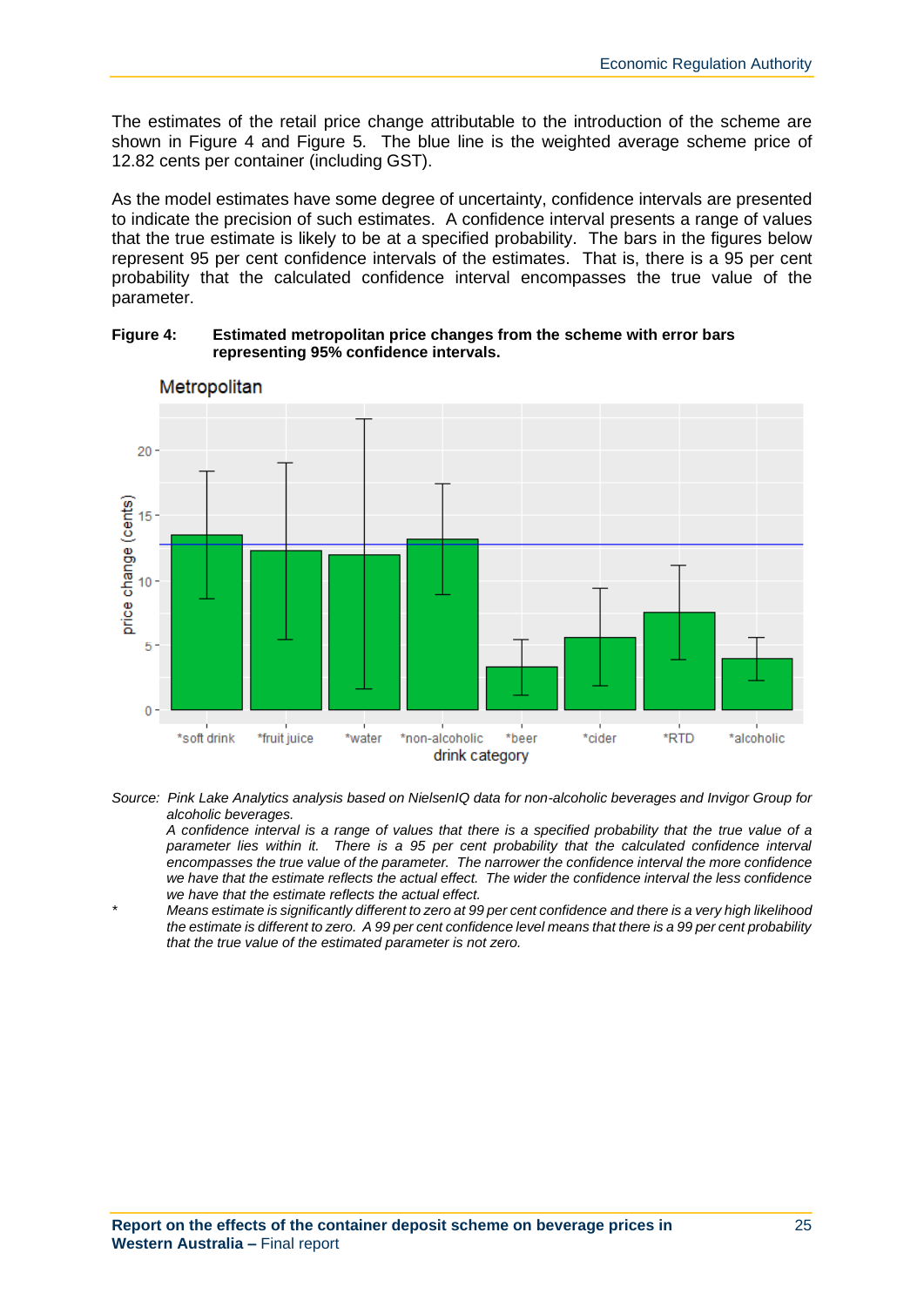The estimates of the retail price change attributable to the introduction of the scheme are shown in Figure 4 and Figure 5. The blue line is the weighted average scheme price of 12.82 cents per container (including GST).

As the model estimates have some degree of uncertainty, confidence intervals are presented to indicate the precision of such estimates. A confidence interval presents a range of values that the true estimate is likely to be at a specified probability. The bars in the figures below represent 95 per cent confidence intervals of the estimates. That is, there is a 95 per cent probability that the calculated confidence interval encompasses the true value of the parameter.

**Figure 4: Estimated metropolitan price changes from the scheme with error bars representing 95% confidence intervals.**

*Source: Pink Lake Analytics analysis based on NielsenIQ data for non-alcoholic beverages and Invigor Group for alcoholic beverages.*

*A confidence interval is a range of values that there is a specified probability that the true value of a parameter lies within it. There is a 95 per cent probability that the calculated confidence interval encompasses the true value of the parameter. The narrower the confidence interval the more confidence we have that the estimate reflects the actual effect. The wider the confidence interval the less confidence we have that the estimate reflects the actual effect.*

\* *Means estimate is significantly different to zero at 99 per cent confidence and there is a very high likelihood the estimate is different to zero. A 99 per cent confidence level means that there is a 99 per cent probability that the true value of the estimated parameter is not zero.*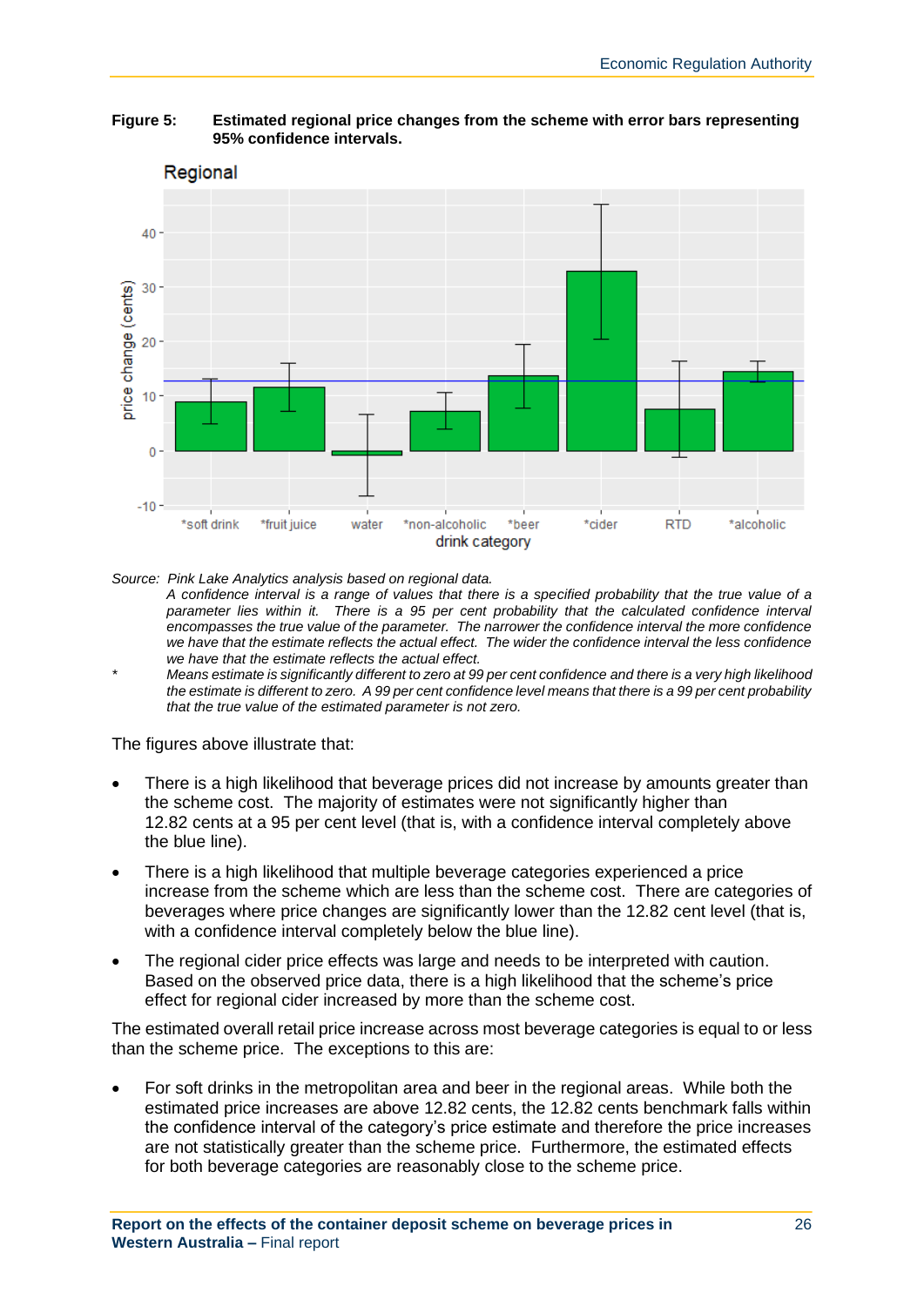**Figure 5: Estimated regional price changes from the scheme with error bars representing 95% confidence intervals.**

*Source: Pink Lake Analytics analysis based on regional data.*

*A confidence interval is a range of values that there is a specified probability that the true value of a parameter lies within it. There is a 95 per cent probability that the calculated confidence interval encompasses the true value of the parameter. The narrower the confidence interval the more confidence we have that the estimate reflects the actual effect. The wider the confidence interval the less confidence we have that the estimate reflects the actual effect.*

\* *Means estimate is significantly different to zero at 99 per cent confidence and there is a very high likelihood the estimate is different to zero. A 99 per cent confidence level means that there is a 99 per cent probability that the true value of the estimated parameter is not zero.*

The figures above illustrate that:

- There is a high likelihood that beverage prices did not increase by amounts greater than the scheme cost. The majority of estimates were not significantly higher than 12.82 cents at a 95 per cent level (that is, with a confidence interval completely above the blue line).
- There is a high likelihood that multiple beverage categories experienced a price increase from the scheme which are less than the scheme cost. There are categories of beverages where price changes are significantly lower than the 12.82 cent level (that is, with a confidence interval completely below the blue line).
- The regional cider price effects was large and needs to be interpreted with caution. Based on the observed price data, there is a high likelihood that the scheme's price effect for regional cider increased by more than the scheme cost.

The estimated overall retail price increase across most beverage categories is equal to or less than the scheme price. The exceptions to this are:

- For soft drinks in the metropolitan area and beer in the regional areas. While both the estimated price increases are above 12.82 cents, the 12.82 cents benchmark falls within the confidence interval of the category's price estimate and therefore the price increases are not statistically greater than the scheme price. Furthermore, the estimated effects for both beverage categories are reasonably close to the scheme price.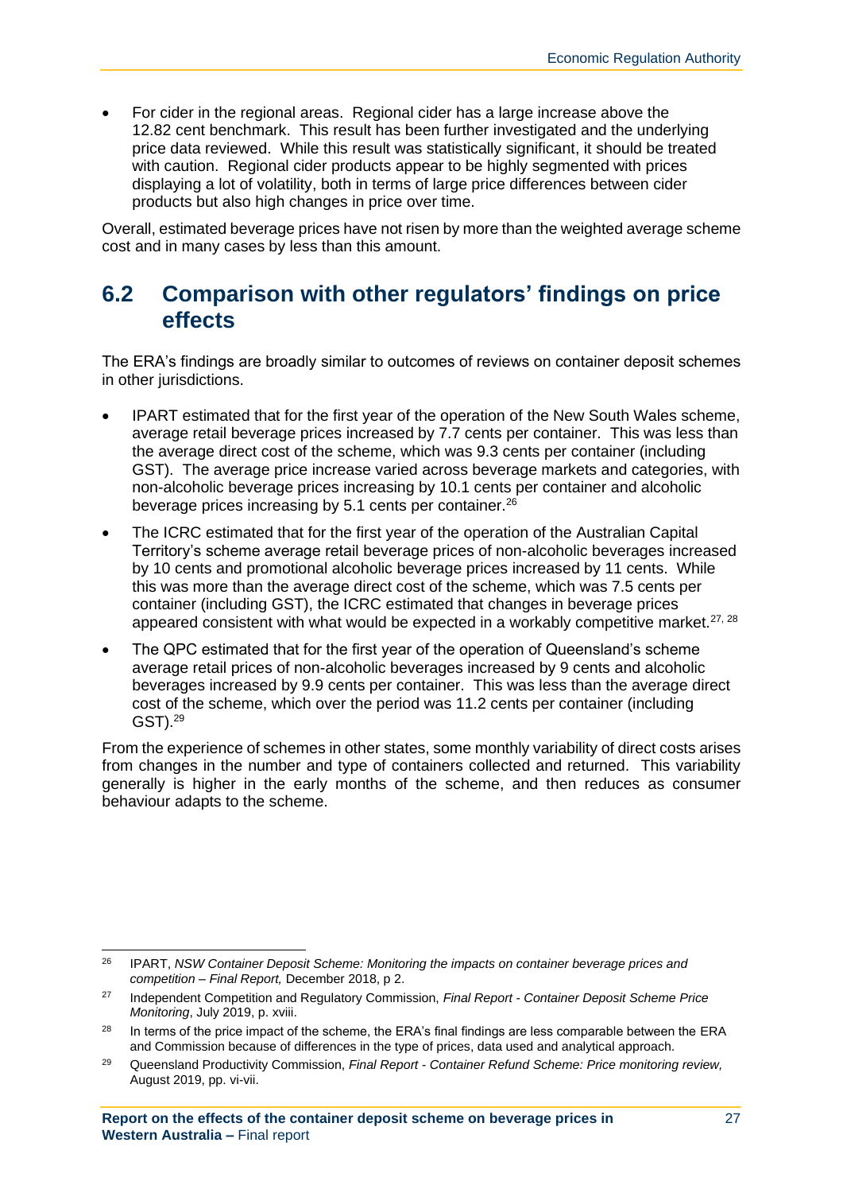- For cider in the regional areas. Regional cider has a large increase above the 12.82 cent benchmark. This result has been further investigated and the underlying price data reviewed. While this result was statistically significant, it should be treated with caution. Regional cider products appear to be highly segmented with prices displaying a lot of volatility, both in terms of large price differences between cider products but also high changes in price over time.

Overall, estimated beverage prices have not risen by more than the weighted average scheme cost and in many cases by less than this amount.

## 6.2 Comparison with other regulators' findings on price effects

The ERA's findings are broadly similar to outcomes of reviews on container deposit schemes in other jurisdictions.

- IPART estimated that for the first year of the operation of the New South Wales scheme, average retail beverage prices increased by 7.7 cents per container. This was less than the average direct cost of the scheme, which was 9.3 cents per container (including GST). The average price increase varied across beverage markets and categories, with non-alcoholic beverage prices increasing by 10.1 cents per container and alcoholic beverage prices increasing by 5.1 cents per container.[26]
- The ICRC estimated that for the first year of the operation of the Australian Capital Territory's scheme average retail beverage prices of non-alcoholic beverages increased by 10 cents and promotional alcoholic beverage prices increased by 11 cents. While this was more than the average direct cost of the scheme, which was 7.5 cents per container (including GST), the ICRC estimated that changes in beverage prices appeared consistent with what would be expected in a workably competitive market.[27, 28]
- The QPC estimated that for the first year of the operation of Queensland's scheme average retail prices of non-alcoholic beverages increased by 9 cents and alcoholic beverages increased by 9.9 cents per container. This was less than the average direct cost of the scheme, which over the period was 11.2 cents per container (including GST).[29]

From the experience of schemes in other states, some monthly variability of direct costs arises from changes in the number and type of containers collected and returned. This variability generally is higher in the early months of the scheme, and then reduces as consumer behaviour adapts to the scheme.

---

[26] IPART, *NSW Container Deposit Scheme: Monitoring the impacts on container beverage prices and competition – Final Report,* December 2018, p 2.

[27] Independent Competition and Regulatory Commission, *Final Report - Container Deposit Scheme Price Monitoring*, July 2019, p. xviii.

[28] In terms of the price impact of the scheme, the ERA's final findings are less comparable between the ERA and Commission because of differences in the type of prices, data used and analytical approach.

[29] Queensland Productivity Commission, *Final Report - Container Refund Scheme: Price monitoring review,* August 2019, pp. vi-vii.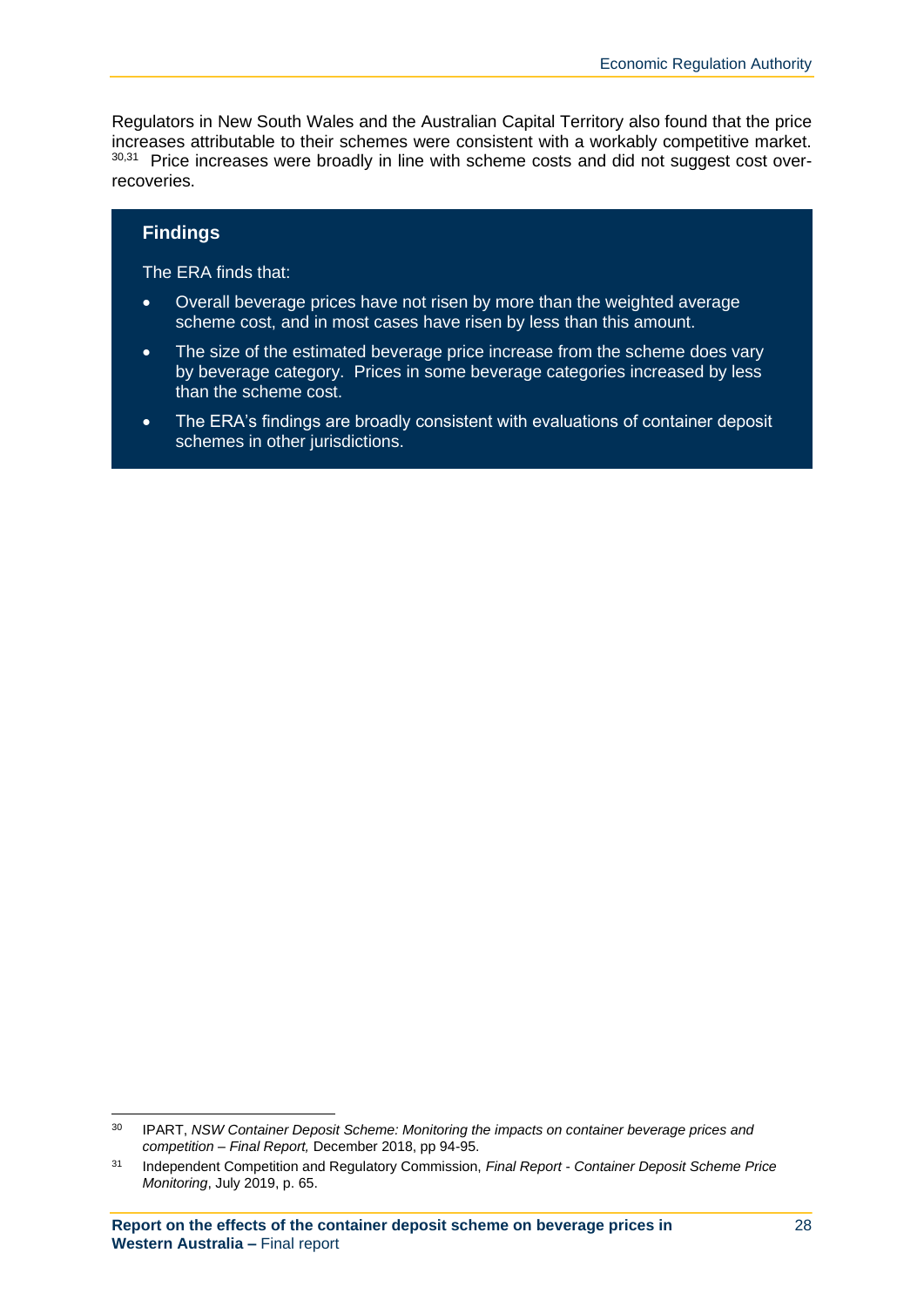Regulators in New South Wales and the Australian Capital Territory also found that the price increases attributable to their schemes were consistent with a workably competitive market.[30,31] Price increases were broadly in line with scheme costs and did not suggest cost over-recoveries.

### Findings

The ERA finds that:

- Overall beverage prices have not risen by more than the weighted average scheme cost, and in most cases have risen by less than this amount.
- The size of the estimated beverage price increase from the scheme does vary by beverage category. Prices in some beverage categories increased by less than the scheme cost.
- The ERA's findings are broadly consistent with evaluations of container deposit schemes in other jurisdictions.

---

[30] IPART, *NSW Container Deposit Scheme: Monitoring the impacts on container beverage prices and competition – Final Report,* December 2018, pp 94-95.

[31] Independent Competition and Regulatory Commission, *Final Report - Container Deposit Scheme Price Monitoring*, July 2019, p. 65.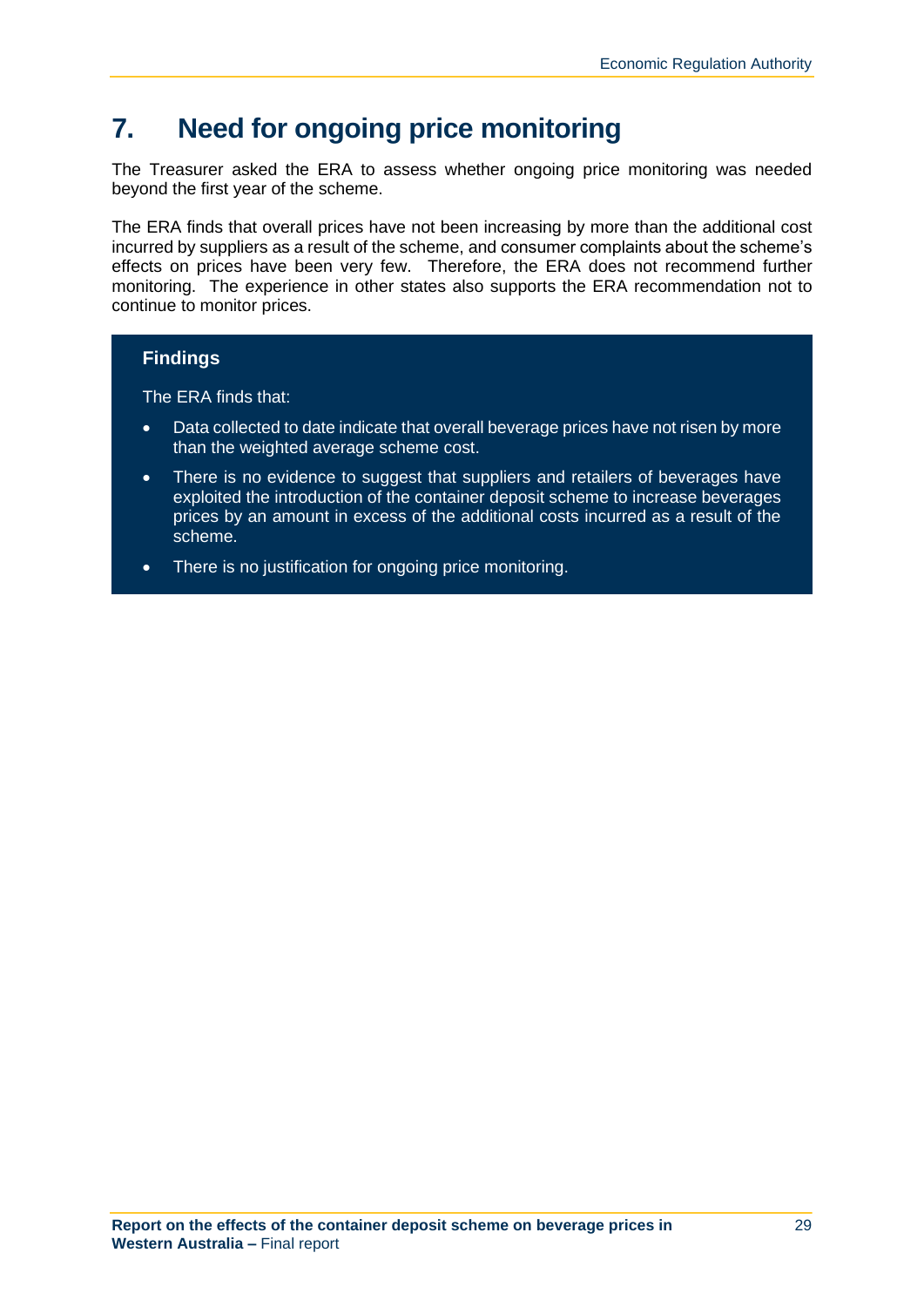# 7. Need for ongoing price monitoring

The Treasurer asked the ERA to assess whether ongoing price monitoring was needed beyond the first year of the scheme.

The ERA finds that overall prices have not been increasing by more than the additional cost incurred by suppliers as a result of the scheme, and consumer complaints about the scheme's effects on prices have been very few. Therefore, the ERA does not recommend further monitoring. The experience in other states also supports the ERA recommendation not to continue to monitor prices.

**Findings**

The ERA finds that:

- Data collected to date indicate that overall beverage prices have not risen by more than the weighted average scheme cost.
- There is no evidence to suggest that suppliers and retailers of beverages have exploited the introduction of the container deposit scheme to increase beverages prices by an amount in excess of the additional costs incurred as a result of the scheme.
- There is no justification for ongoing price monitoring.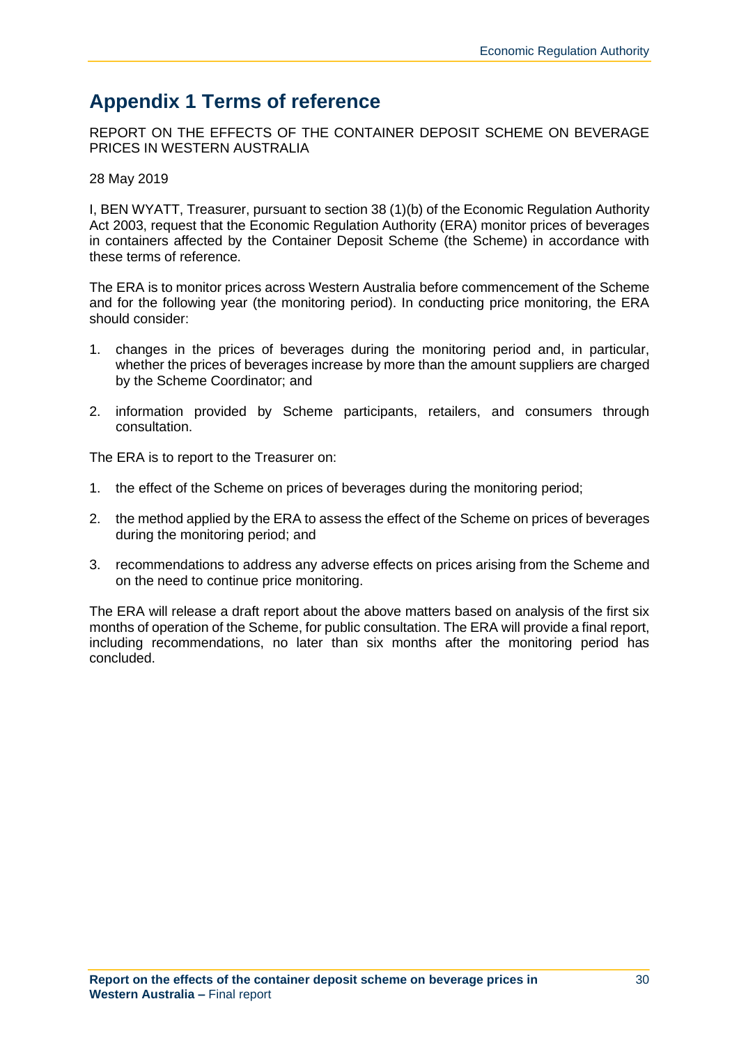# Appendix 1 Terms of reference

REPORT ON THE EFFECTS OF THE CONTAINER DEPOSIT SCHEME ON BEVERAGE PRICES IN WESTERN AUSTRALIA

28 May 2019

I, BEN WYATT, Treasurer, pursuant to section 38 (1)(b) of the Economic Regulation Authority Act 2003, request that the Economic Regulation Authority (ERA) monitor prices of beverages in containers affected by the Container Deposit Scheme (the Scheme) in accordance with these terms of reference.

The ERA is to monitor prices across Western Australia before commencement of the Scheme and for the following year (the monitoring period). In conducting price monitoring, the ERA should consider:

1. changes in the prices of beverages during the monitoring period and, in particular, whether the prices of beverages increase by more than the amount suppliers are charged by the Scheme Coordinator; and
2. information provided by Scheme participants, retailers, and consumers through consultation.

The ERA is to report to the Treasurer on:

1. the effect of the Scheme on prices of beverages during the monitoring period;
2. the method applied by the ERA to assess the effect of the Scheme on prices of beverages during the monitoring period; and
3. recommendations to address any adverse effects on prices arising from the Scheme and on the need to continue price monitoring.

The ERA will release a draft report about the above matters based on analysis of the first six months of operation of the Scheme, for public consultation. The ERA will provide a final report, including recommendations, no later than six months after the monitoring period has concluded.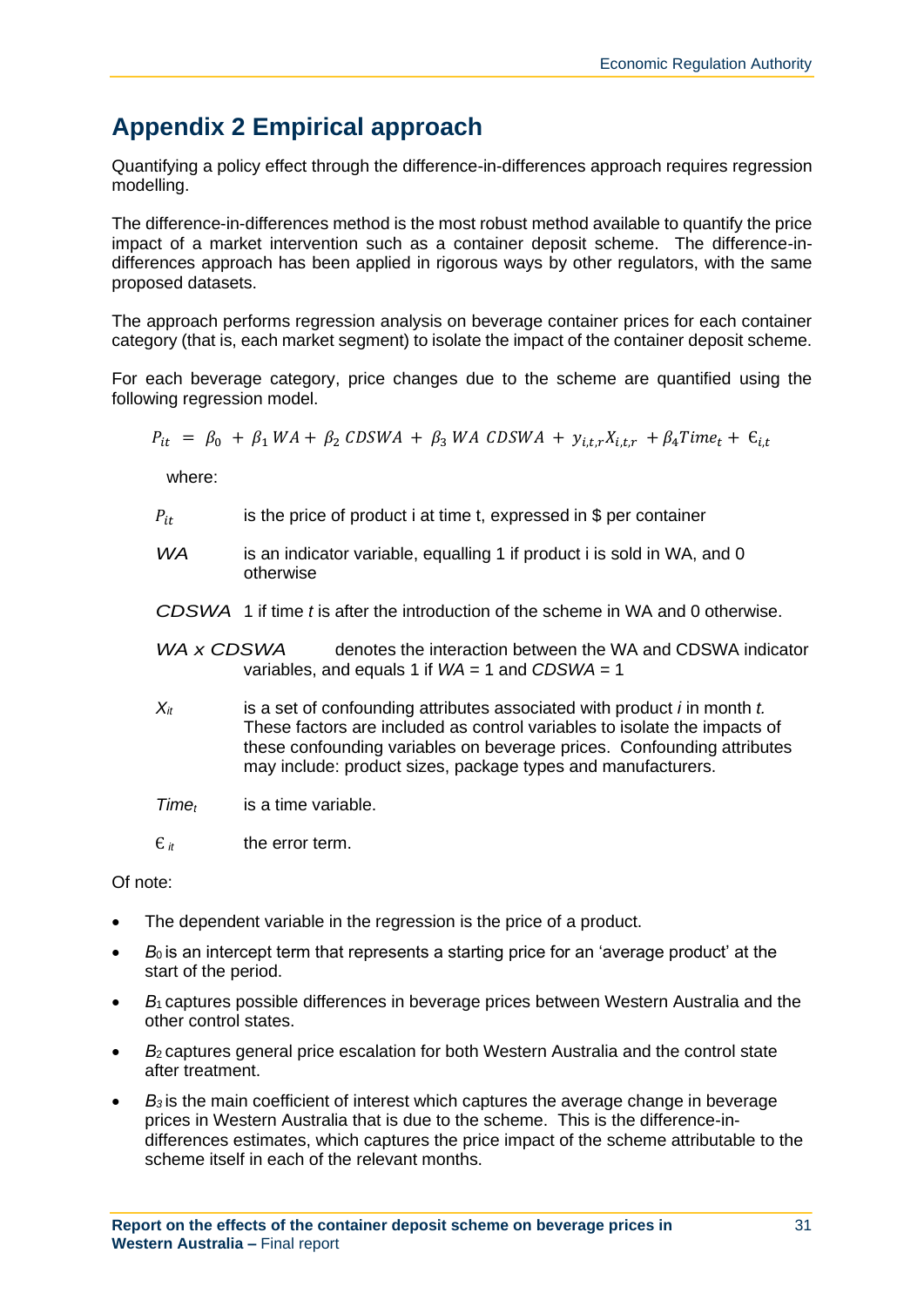# Appendix 2 Empirical approach

Quantifying a policy effect through the difference-in-differences approach requires regression modelling.

The difference-in-differences method is the most robust method available to quantify the price impact of a market intervention such as a container deposit scheme. The difference-in-differences approach has been applied in rigorous ways by other regulators, with the same proposed datasets.

The approach performs regression analysis on beverage container prices for each container category (that is, each market segment) to isolate the impact of the container deposit scheme.

For each beverage category, price changes due to the scheme are quantified using the following regression model.

$$P_{it} = \beta_0 + \beta_1 WA + \beta_2 CDSWA + \beta_3 WA\ CDSWA + y_{i,t,r}X_{i,t,r} + \beta_4 Time_t + \epsilon_{i,t}$$

where:

$P_{it}$ is the price of product i at time t, expressed in $ per container

*WA* is an indicator variable, equalling 1 if product i is sold in WA, and 0 otherwise

*CDSWA* 1 if time *t* is after the introduction of the scheme in WA and 0 otherwise.

*WA x CDSWA* denotes the interaction between the WA and CDSWA indicator variables, and equals 1 if *WA* = 1 and *CDSWA* = 1

$X_{it}$ is a set of confounding attributes associated with product *i* in month *t.* These factors are included as control variables to isolate the impacts of these confounding variables on beverage prices. Confounding attributes may include: product sizes, package types and manufacturers.

$Time_t$ is a time variable.

$\epsilon_{it}$ the error term.

Of note:

- The dependent variable in the regression is the price of a product.
- $B_0$ is an intercept term that represents a starting price for an 'average product' at the start of the period.
- $B_1$ captures possible differences in beverage prices between Western Australia and the other control states.
- $B_2$ captures general price escalation for both Western Australia and the control state after treatment.
- $B_3$ is the main coefficient of interest which captures the average change in beverage prices in Western Australia that is due to the scheme. This is the difference-in-differences estimates, which captures the price impact of the scheme attributable to the scheme itself in each of the relevant months.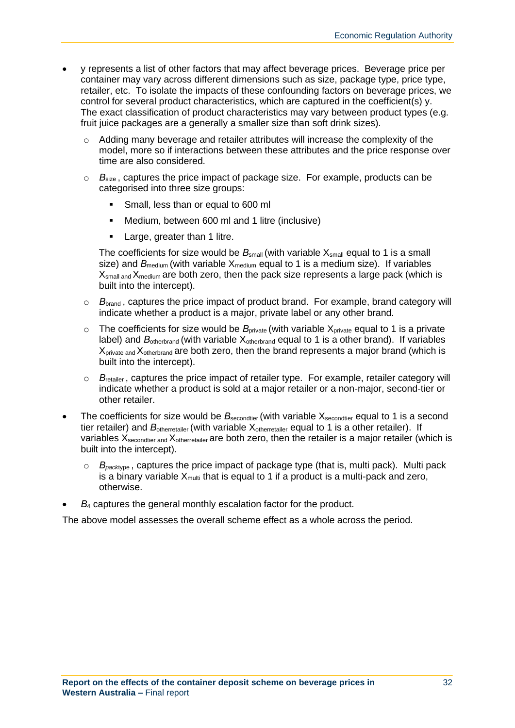- y represents a list of other factors that may affect beverage prices. Beverage price per container may vary across different dimensions such as size, package type, price type, retailer, etc. To isolate the impacts of these confounding factors on beverage prices, we control for several product characteristics, which are captured in the coefficient(s) y. The exact classification of product characteristics may vary between product types (e.g. fruit juice packages are a generally a smaller size than soft drink sizes).
  - Adding many beverage and retailer attributes will increase the complexity of the model, more so if interactions between these attributes and the price response over time are also considered.
  - $B_{size}$, captures the price impact of package size. For example, products can be categorised into three size groups:
    - Small, less than or equal to 600 ml
    - Medium, between 600 ml and 1 litre (inclusive)
    - Large, greater than 1 litre.

    The coefficients for size would be $B_{small}$ (with variable $X_{small}$ equal to 1 is a small size) and $B_{medium}$ (with variable $X_{medium}$ equal to 1 is a medium size). If variables $X_{small}$ and $X_{medium}$ are both zero, then the pack size represents a large pack (which is built into the intercept).
  - $B_{brand}$, captures the price impact of product brand. For example, brand category will indicate whether a product is a major, private label or any other brand.
  - The coefficients for size would be $B_{private}$ (with variable $X_{private}$ equal to 1 is a private label) and $B_{otherbrand}$ (with variable $X_{otherbrand}$ equal to 1 is a other brand). If variables $X_{private}$ and $X_{otherbrand}$ are both zero, then the brand represents a major brand (which is built into the intercept).
  - $B_{retailer}$, captures the price impact of retailer type. For example, retailer category will indicate whether a product is sold at a major retailer or a non-major, second-tier or other retailer.
- The coefficients for size would be $B_{secondtier}$ (with variable $X_{secondtier}$ equal to 1 is a second tier retailer) and $B_{otherretailer}$ (with variable $X_{otherretailer}$ equal to 1 is a other retailer). If variables $X_{secondtier}$ and $X_{otherretailer}$ are both zero, then the retailer is a major retailer (which is built into the intercept).
  - $B_{packtype}$, captures the price impact of package type (that is, multi pack). Multi pack is a binary variable $X_{multi}$ that is equal to 1 if a product is a multi-pack and zero, otherwise.
- $B_4$ captures the general monthly escalation factor for the product.

The above model assesses the overall scheme effect as a whole across the period.